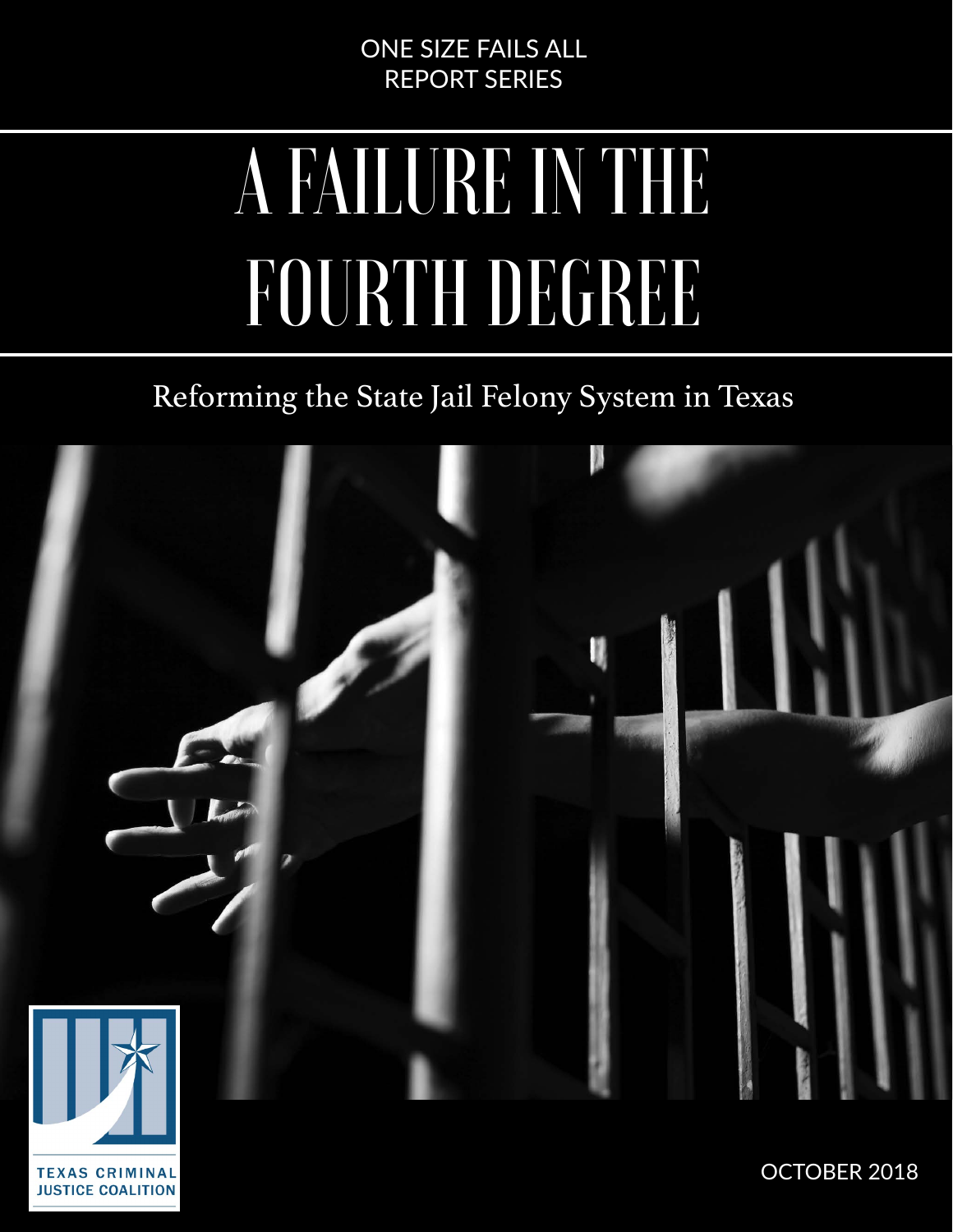ONE SIZE FAILS ALL
REPORT SERIES

# A FAILURE IN THE FOURTH DEGREE

## Reforming the State Jail Felony System in Texas

TEXAS CRIMINAL JUSTICE COALITION

OCTOBER 2018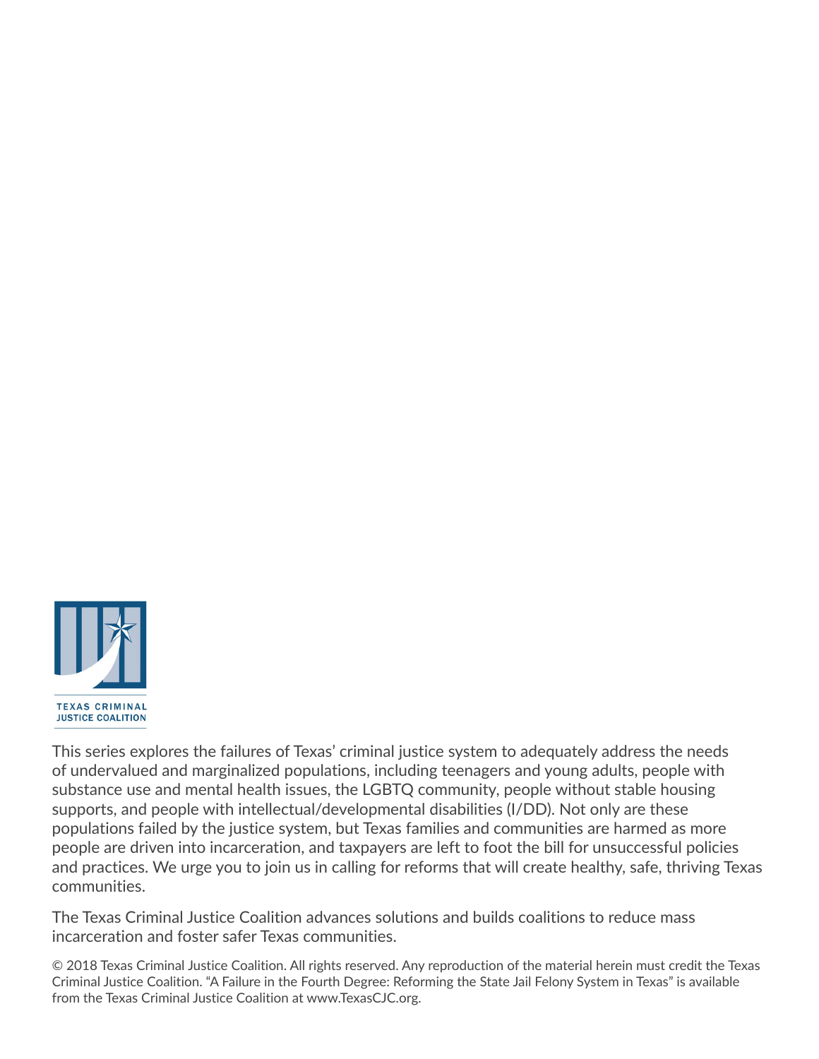TEXAS CRIMINAL
JUSTICE COALITION

This series explores the failures of Texas' criminal justice system to adequately address the needs of undervalued and marginalized populations, including teenagers and young adults, people with substance use and mental health issues, the LGBTQ community, people without stable housing supports, and people with intellectual/developmental disabilities (I/DD). Not only are these populations failed by the justice system, but Texas families and communities are harmed as more people are driven into incarceration, and taxpayers are left to foot the bill for unsuccessful policies and practices. We urge you to join us in calling for reforms that will create healthy, safe, thriving Texas communities.

The Texas Criminal Justice Coalition advances solutions and builds coalitions to reduce mass incarceration and foster safer Texas communities.

© 2018 Texas Criminal Justice Coalition. All rights reserved. Any reproduction of the material herein must credit the Texas Criminal Justice Coalition. "A Failure in the Fourth Degree: Reforming the State Jail Felony System in Texas" is available from the Texas Criminal Justice Coalition at www.TexasCJC.org.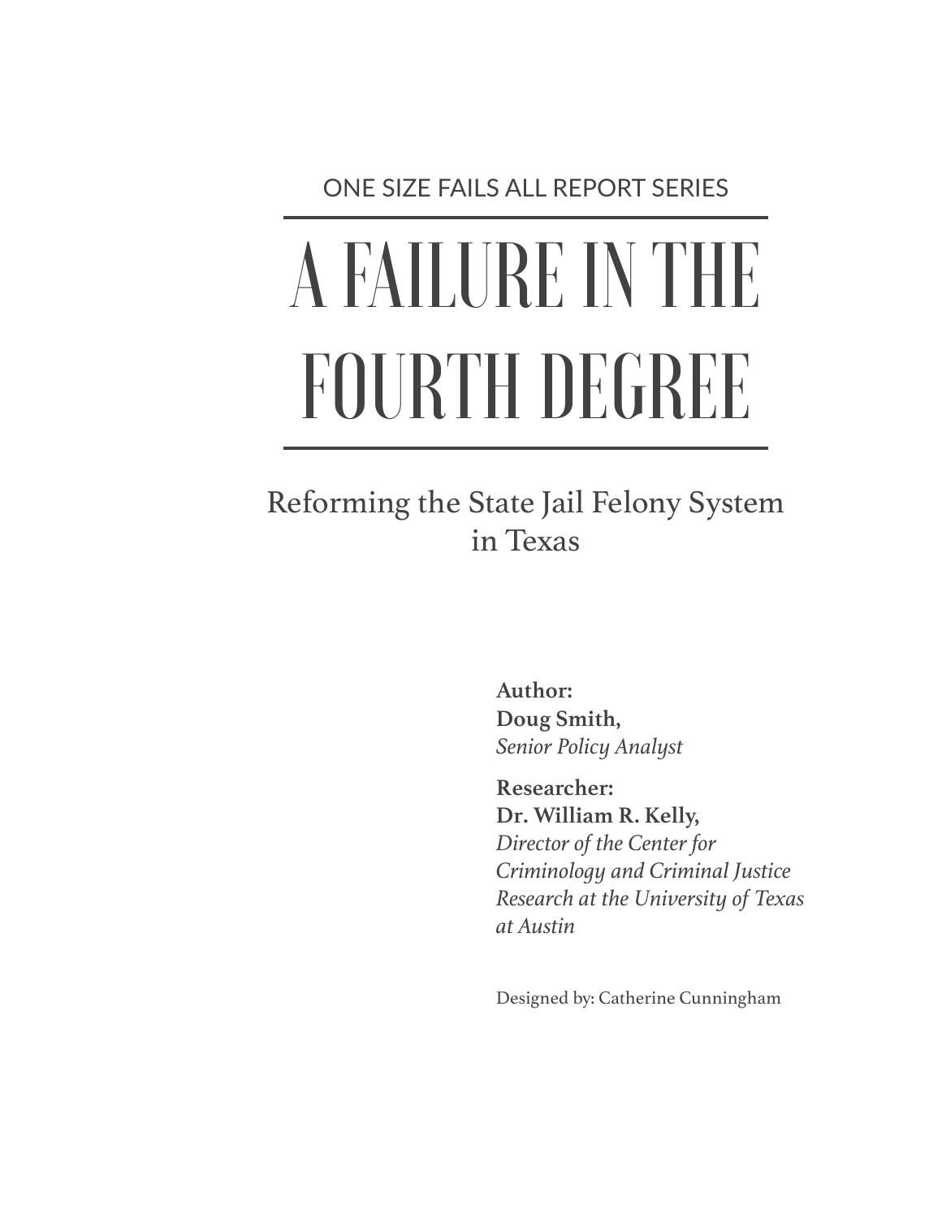ONE SIZE FAILS ALL REPORT SERIES

# A FAILURE IN THE FOURTH DEGREE

## Reforming the State Jail Felony System in Texas

**Author:**
**Doug Smith,**
*Senior Policy Analyst*

**Researcher:**
**Dr. William R. Kelly,**
*Director of the Center for Criminology and Criminal Justice Research at the University of Texas at Austin*

Designed by: Catherine Cunningham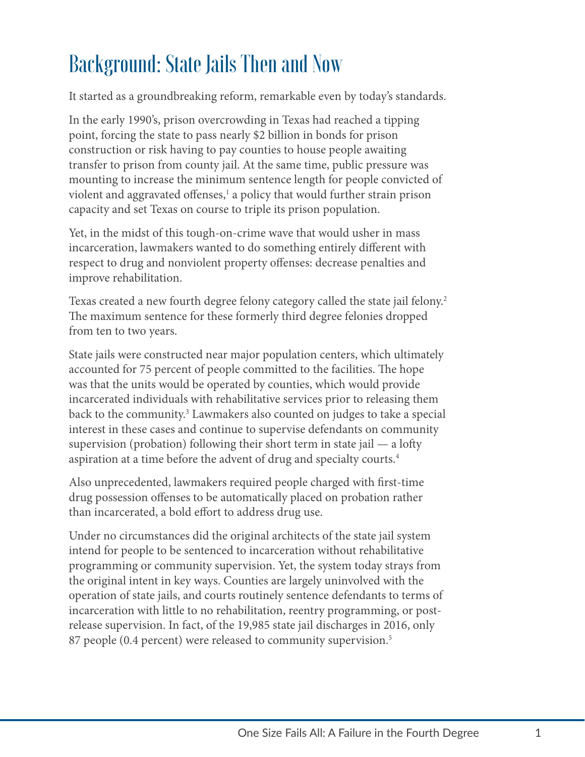# Background: State Jails Then and Now

It started as a groundbreaking reform, remarkable even by today's standards.

In the early 1990's, prison overcrowding in Texas had reached a tipping point, forcing the state to pass nearly $2 billion in bonds for prison construction or risk having to pay counties to house people awaiting transfer to prison from county jail. At the same time, public pressure was mounting to increase the minimum sentence length for people convicted of violent and aggravated offenses,[1] a policy that would further strain prison capacity and set Texas on course to triple its prison population.

Yet, in the midst of this tough-on-crime wave that would usher in mass incarceration, lawmakers wanted to do something entirely different with respect to drug and nonviolent property offenses: decrease penalties and improve rehabilitation.

Texas created a new fourth degree felony category called the state jail felony.[2] The maximum sentence for these formerly third degree felonies dropped from ten to two years.

State jails were constructed near major population centers, which ultimately accounted for 75 percent of people committed to the facilities. The hope was that the units would be operated by counties, which would provide incarcerated individuals with rehabilitative services prior to releasing them back to the community.[3] Lawmakers also counted on judges to take a special interest in these cases and continue to supervise defendants on community supervision (probation) following their short term in state jail — a lofty aspiration at a time before the advent of drug and specialty courts.[4]

Also unprecedented, lawmakers required people charged with first-time drug possession offenses to be automatically placed on probation rather than incarcerated, a bold effort to address drug use.

Under no circumstances did the original architects of the state jail system intend for people to be sentenced to incarceration without rehabilitative programming or community supervision. Yet, the system today strays from the original intent in key ways. Counties are largely uninvolved with the operation of state jails, and courts routinely sentence defendants to terms of incarceration with little to no rehabilitation, reentry programming, or post-release supervision. In fact, of the 19,985 state jail discharges in 2016, only 87 people (0.4 percent) were released to community supervision.[5]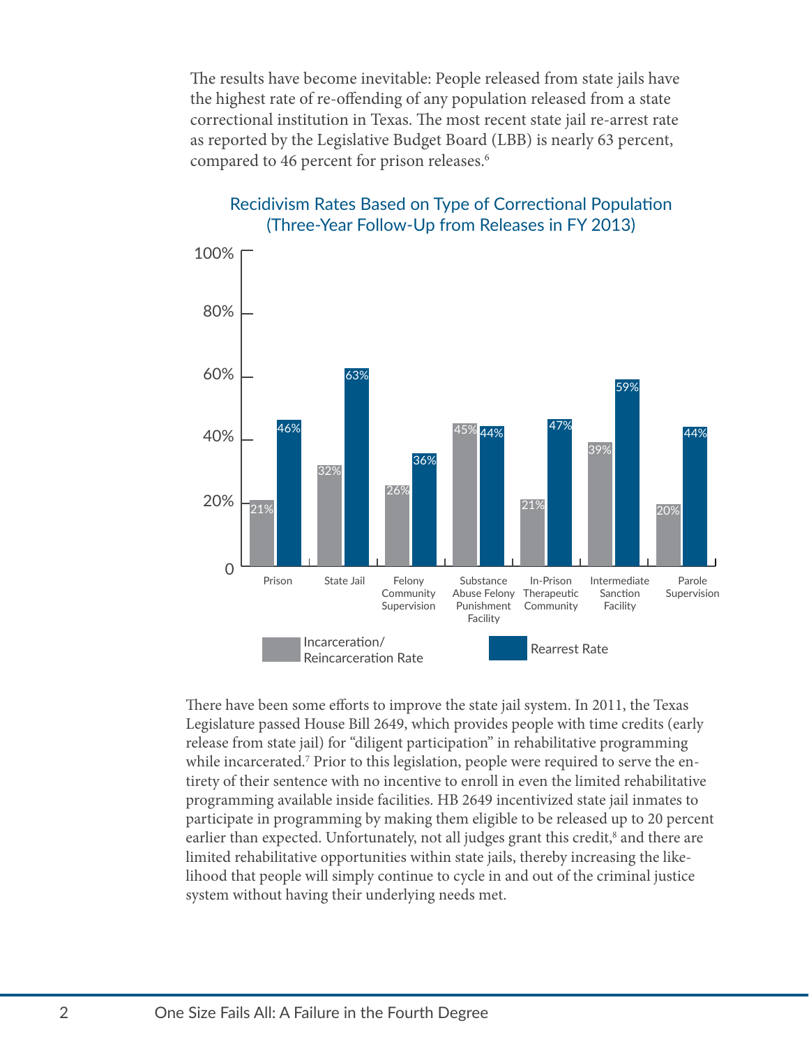The results have become inevitable: People released from state jails have the highest rate of re-offending of any population released from a state correctional institution in Texas. The most recent state jail re-arrest rate as reported by the Legislative Budget Board (LBB) is nearly 63 percent, compared to 46 percent for prison releases.[6]

**Recidivism Rates Based on Type of Correctional Population (Three-Year Follow-Up from Releases in FY 2013)**

| Correctional Population | Incarceration/Reincarceration Rate | Rearrest Rate |
|---|---|---|
| Prison | 21% | 46% |
| State Jail | 32% | 63% |
| Felony Community Supervision | 26% | 36% |
| Substance Abuse Felony Punishment Facility | 45% | 44% |
| In-Prison Therapeutic Community | 21% | 47% |
| Intermediate Sanction Facility | 39% | 59% |
| Parole Supervision | 20% | 44% |

There have been some efforts to improve the state jail system. In 2011, the Texas Legislature passed House Bill 2649, which provides people with time credits (early release from state jail) for "diligent participation" in rehabilitative programming while incarcerated.[7] Prior to this legislation, people were required to serve the entirety of their sentence with no incentive to enroll in even the limited rehabilitative programming available inside facilities. HB 2649 incentivized state jail inmates to participate in programming by making them eligible to be released up to 20 percent earlier than expected. Unfortunately, not all judges grant this credit,[8] and there are limited rehabilitative opportunities within state jails, thereby increasing the likelihood that people will simply continue to cycle in and out of the criminal justice system without having their underlying needs met.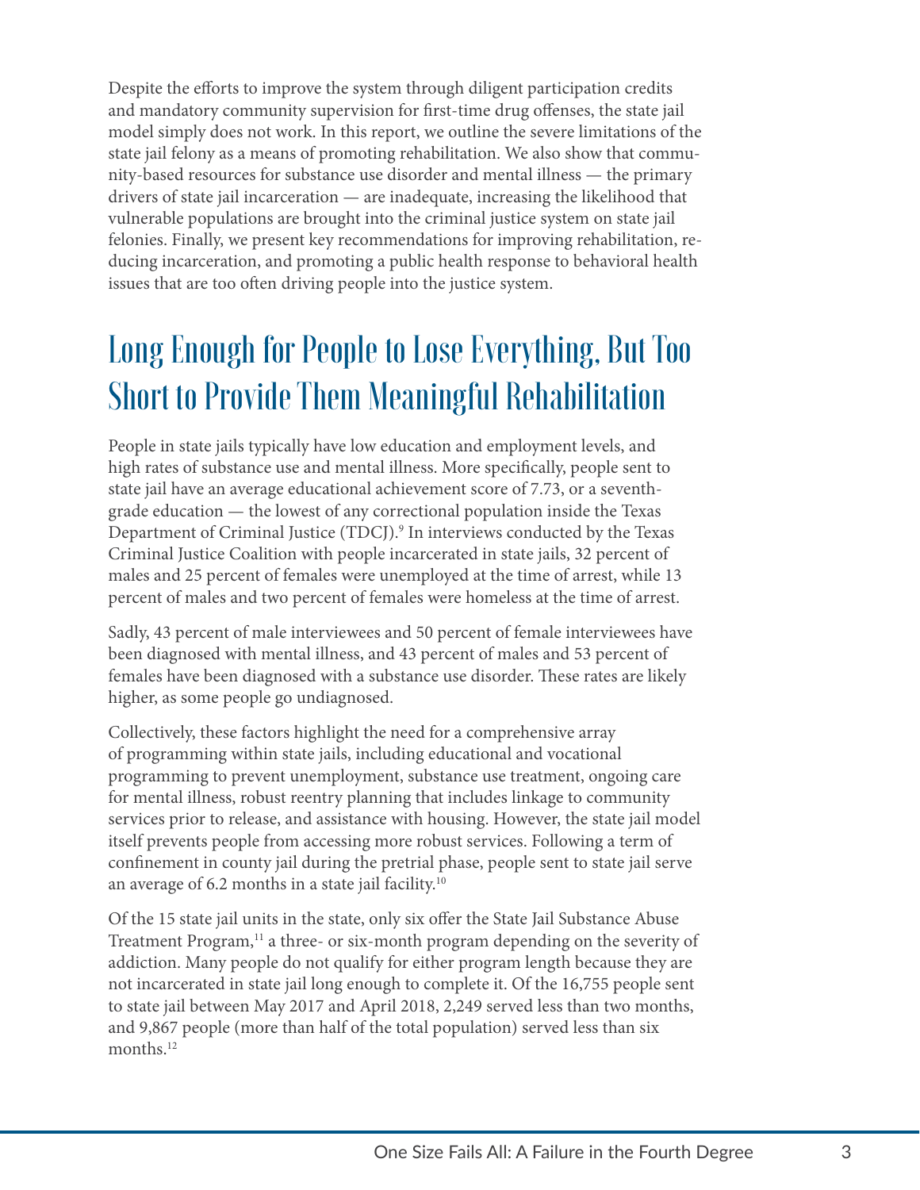Despite the efforts to improve the system through diligent participation credits and mandatory community supervision for first-time drug offenses, the state jail model simply does not work. In this report, we outline the severe limitations of the state jail felony as a means of promoting rehabilitation. We also show that community-based resources for substance use disorder and mental illness — the primary drivers of state jail incarceration — are inadequate, increasing the likelihood that vulnerable populations are brought into the criminal justice system on state jail felonies. Finally, we present key recommendations for improving rehabilitation, reducing incarceration, and promoting a public health response to behavioral health issues that are too often driving people into the justice system.

## Long Enough for People to Lose Everything, But Too Short to Provide Them Meaningful Rehabilitation

People in state jails typically have low education and employment levels, and high rates of substance use and mental illness. More specifically, people sent to state jail have an average educational achievement score of 7.73, or a seventh-grade education — the lowest of any correctional population inside the Texas Department of Criminal Justice (TDCJ).[9] In interviews conducted by the Texas Criminal Justice Coalition with people incarcerated in state jails, 32 percent of males and 25 percent of females were unemployed at the time of arrest, while 13 percent of males and two percent of females were homeless at the time of arrest.

Sadly, 43 percent of male interviewees and 50 percent of female interviewees have been diagnosed with mental illness, and 43 percent of males and 53 percent of females have been diagnosed with a substance use disorder. These rates are likely higher, as some people go undiagnosed.

Collectively, these factors highlight the need for a comprehensive array of programming within state jails, including educational and vocational programming to prevent unemployment, substance use treatment, ongoing care for mental illness, robust reentry planning that includes linkage to community services prior to release, and assistance with housing. However, the state jail model itself prevents people from accessing more robust services. Following a term of confinement in county jail during the pretrial phase, people sent to state jail serve an average of 6.2 months in a state jail facility.[10]

Of the 15 state jail units in the state, only six offer the State Jail Substance Abuse Treatment Program,[11] a three- or six-month program depending on the severity of addiction. Many people do not qualify for either program length because they are not incarcerated in state jail long enough to complete it. Of the 16,755 people sent to state jail between May 2017 and April 2018, 2,249 served less than two months, and 9,867 people (more than half of the total population) served less than six months.[12]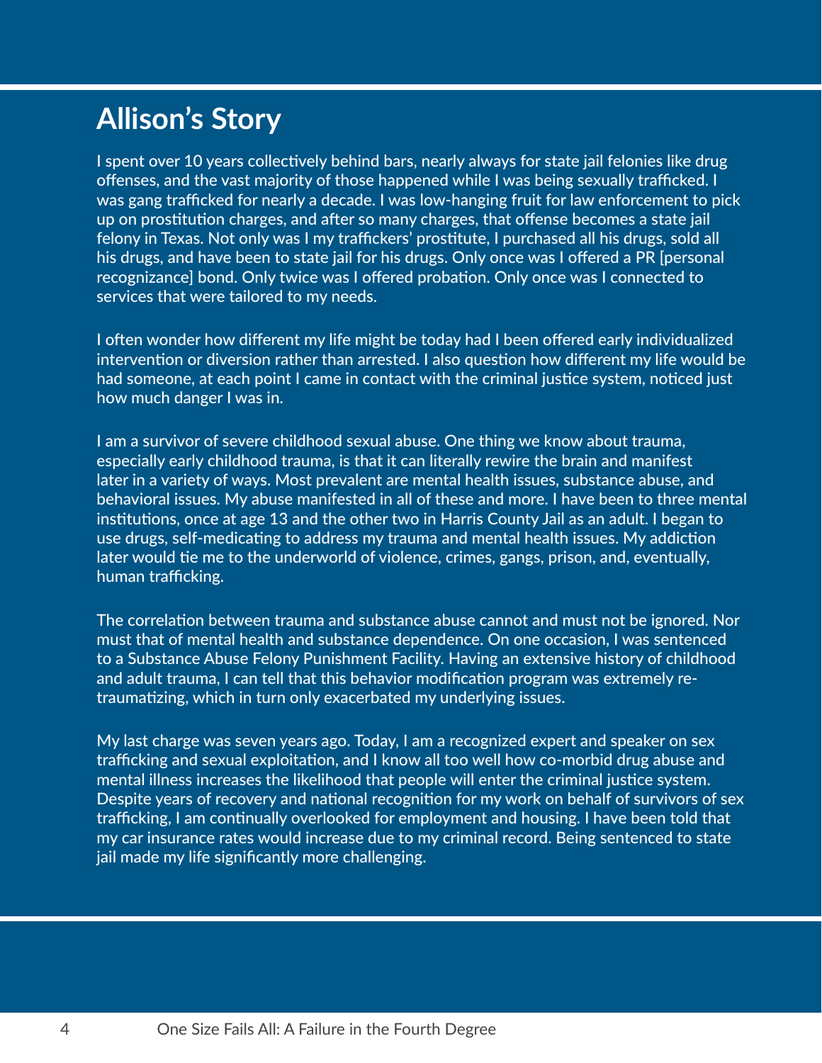## Allison's Story

I spent over 10 years collectively behind bars, nearly always for state jail felonies like drug offenses, and the vast majority of those happened while I was being sexually trafficked. I was gang trafficked for nearly a decade. I was low-hanging fruit for law enforcement to pick up on prostitution charges, and after so many charges, that offense becomes a state jail felony in Texas. Not only was I my traffickers' prostitute, I purchased all his drugs, sold all his drugs, and have been to state jail for his drugs. Only once was I offered a PR [personal recognizance] bond. Only twice was I offered probation. Only once was I connected to services that were tailored to my needs.

I often wonder how different my life might be today had I been offered early individualized intervention or diversion rather than arrested. I also question how different my life would be had someone, at each point I came in contact with the criminal justice system, noticed just how much danger I was in.

I am a survivor of severe childhood sexual abuse. One thing we know about trauma, especially early childhood trauma, is that it can literally rewire the brain and manifest later in a variety of ways. Most prevalent are mental health issues, substance abuse, and behavioral issues. My abuse manifested in all of these and more. I have been to three mental institutions, once at age 13 and the other two in Harris County Jail as an adult. I began to use drugs, self-medicating to address my trauma and mental health issues. My addiction later would tie me to the underworld of violence, crimes, gangs, prison, and, eventually, human trafficking.

The correlation between trauma and substance abuse cannot and must not be ignored. Nor must that of mental health and substance dependence. On one occasion, I was sentenced to a Substance Abuse Felony Punishment Facility. Having an extensive history of childhood and adult trauma, I can tell that this behavior modification program was extremely re-traumatizing, which in turn only exacerbated my underlying issues.

My last charge was seven years ago. Today, I am a recognized expert and speaker on sex trafficking and sexual exploitation, and I know all too well how co-morbid drug abuse and mental illness increases the likelihood that people will enter the criminal justice system. Despite years of recovery and national recognition for my work on behalf of survivors of sex trafficking, I am continually overlooked for employment and housing. I have been told that my car insurance rates would increase due to my criminal record. Being sentenced to state jail made my life significantly more challenging.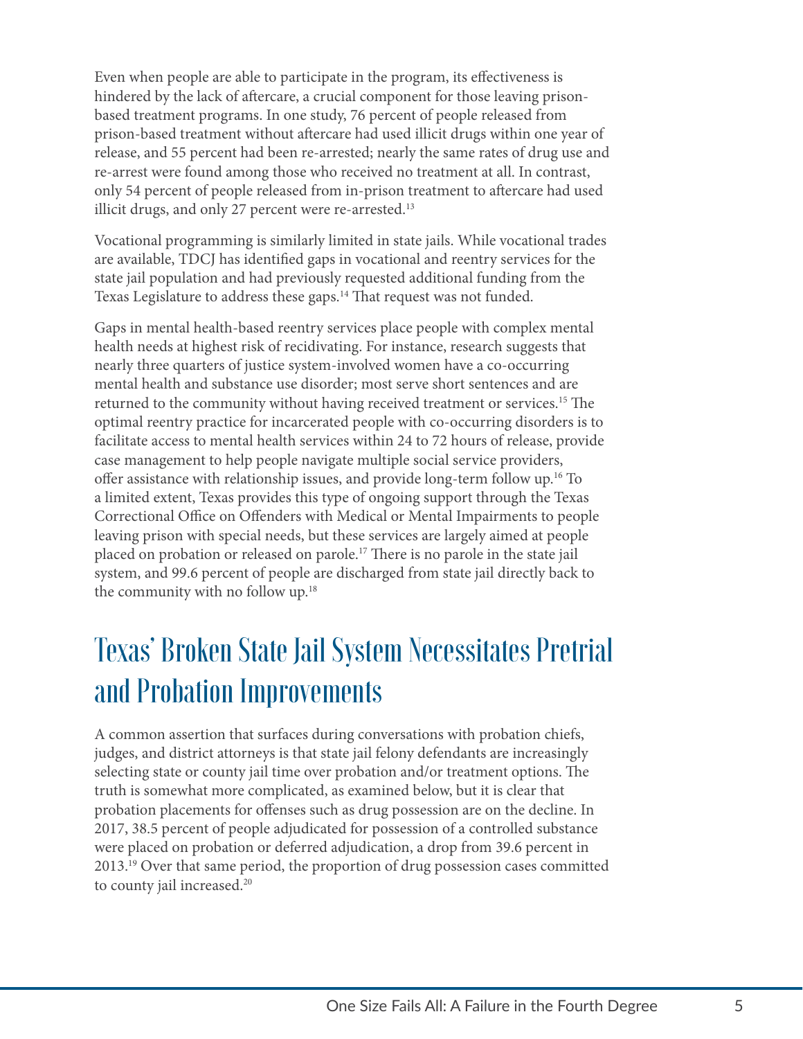Even when people are able to participate in the program, its effectiveness is hindered by the lack of aftercare, a crucial component for those leaving prison-based treatment programs. In one study, 76 percent of people released from prison-based treatment without aftercare had used illicit drugs within one year of release, and 55 percent had been re-arrested; nearly the same rates of drug use and re-arrest were found among those who received no treatment at all. In contrast, only 54 percent of people released from in-prison treatment to aftercare had used illicit drugs, and only 27 percent were re-arrested.[13]

Vocational programming is similarly limited in state jails. While vocational trades are available, TDCJ has identified gaps in vocational and reentry services for the state jail population and had previously requested additional funding from the Texas Legislature to address these gaps.[14] That request was not funded.

Gaps in mental health-based reentry services place people with complex mental health needs at highest risk of recidivating. For instance, research suggests that nearly three quarters of justice system-involved women have a co-occurring mental health and substance use disorder; most serve short sentences and are returned to the community without having received treatment or services.[15] The optimal reentry practice for incarcerated people with co-occurring disorders is to facilitate access to mental health services within 24 to 72 hours of release, provide case management to help people navigate multiple social service providers, offer assistance with relationship issues, and provide long-term follow up.[16] To a limited extent, Texas provides this type of ongoing support through the Texas Correctional Office on Offenders with Medical or Mental Impairments to people leaving prison with special needs, but these services are largely aimed at people placed on probation or released on parole.[17] There is no parole in the state jail system, and 99.6 percent of people are discharged from state jail directly back to the community with no follow up.[18]

## Texas' Broken State Jail System Necessitates Pretrial and Probation Improvements

A common assertion that surfaces during conversations with probation chiefs, judges, and district attorneys is that state jail felony defendants are increasingly selecting state or county jail time over probation and/or treatment options. The truth is somewhat more complicated, as examined below, but it is clear that probation placements for offenses such as drug possession are on the decline. In 2017, 38.5 percent of people adjudicated for possession of a controlled substance were placed on probation or deferred adjudication, a drop from 39.6 percent in 2013.[19] Over that same period, the proportion of drug possession cases committed to county jail increased.[20]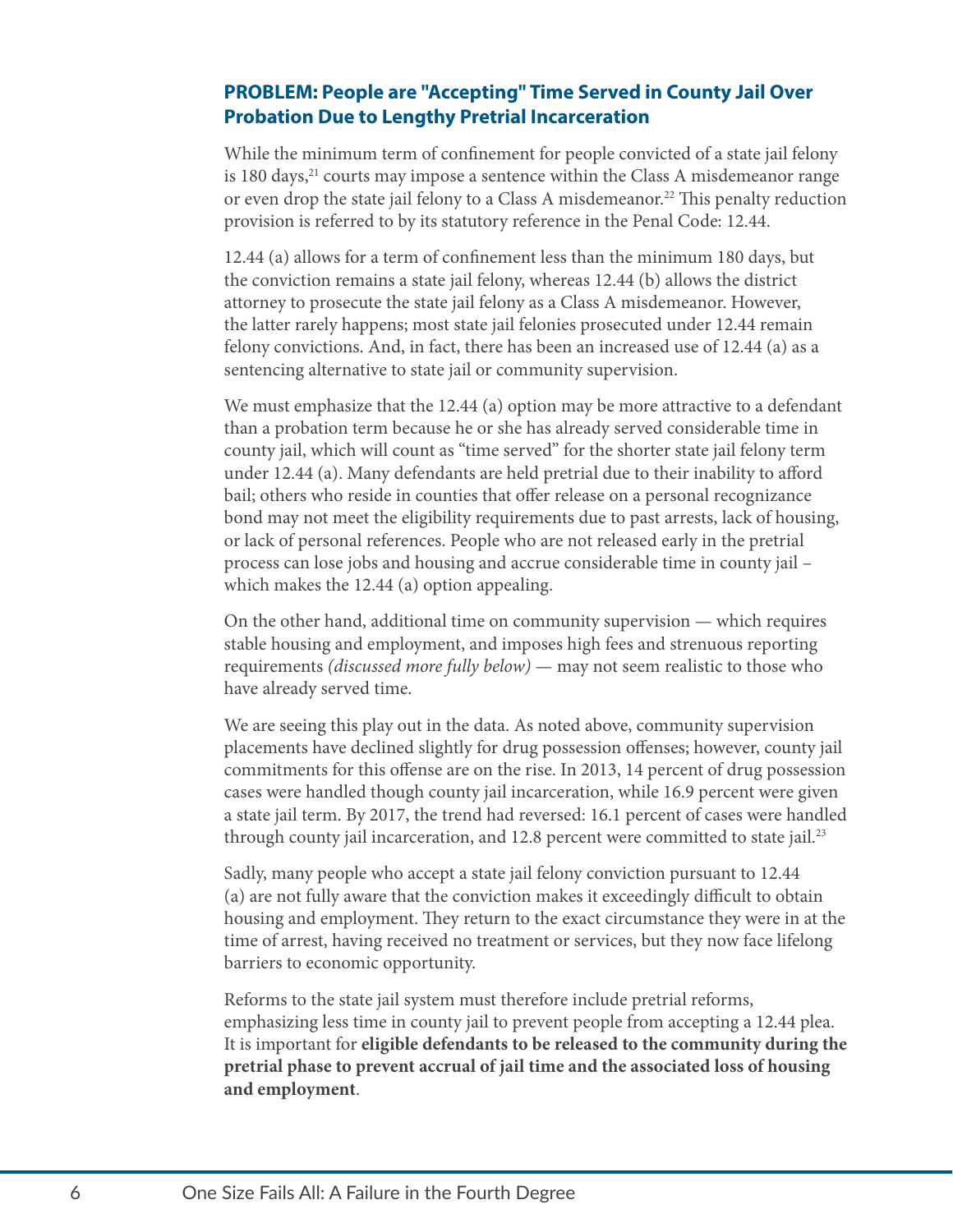## PROBLEM: People are "Accepting" Time Served in County Jail Over Probation Due to Lengthy Pretrial Incarceration

While the minimum term of confinement for people convicted of a state jail felony is 180 days,[21] courts may impose a sentence within the Class A misdemeanor range or even drop the state jail felony to a Class A misdemeanor.[22] This penalty reduction provision is referred to by its statutory reference in the Penal Code: 12.44.

12.44 (a) allows for a term of confinement less than the minimum 180 days, but the conviction remains a state jail felony, whereas 12.44 (b) allows the district attorney to prosecute the state jail felony as a Class A misdemeanor. However, the latter rarely happens; most state jail felonies prosecuted under 12.44 remain felony convictions. And, in fact, there has been an increased use of 12.44 (a) as a sentencing alternative to state jail or community supervision.

We must emphasize that the 12.44 (a) option may be more attractive to a defendant than a probation term because he or she has already served considerable time in county jail, which will count as "time served" for the shorter state jail felony term under 12.44 (a). Many defendants are held pretrial due to their inability to afford bail; others who reside in counties that offer release on a personal recognizance bond may not meet the eligibility requirements due to past arrests, lack of housing, or lack of personal references. People who are not released early in the pretrial process can lose jobs and housing and accrue considerable time in county jail – which makes the 12.44 (a) option appealing.

On the other hand, additional time on community supervision — which requires stable housing and employment, and imposes high fees and strenuous reporting requirements *(discussed more fully below)* — may not seem realistic to those who have already served time.

We are seeing this play out in the data. As noted above, community supervision placements have declined slightly for drug possession offenses; however, county jail commitments for this offense are on the rise. In 2013, 14 percent of drug possession cases were handled though county jail incarceration, while 16.9 percent were given a state jail term. By 2017, the trend had reversed: 16.1 percent of cases were handled through county jail incarceration, and 12.8 percent were committed to state jail.[23]

Sadly, many people who accept a state jail felony conviction pursuant to 12.44 (a) are not fully aware that the conviction makes it exceedingly difficult to obtain housing and employment. They return to the exact circumstance they were in at the time of arrest, having received no treatment or services, but they now face lifelong barriers to economic opportunity.

Reforms to the state jail system must therefore include pretrial reforms, emphasizing less time in county jail to prevent people from accepting a 12.44 plea. It is important for **eligible defendants to be released to the community during the pretrial phase to prevent accrual of jail time and the associated loss of housing and employment**.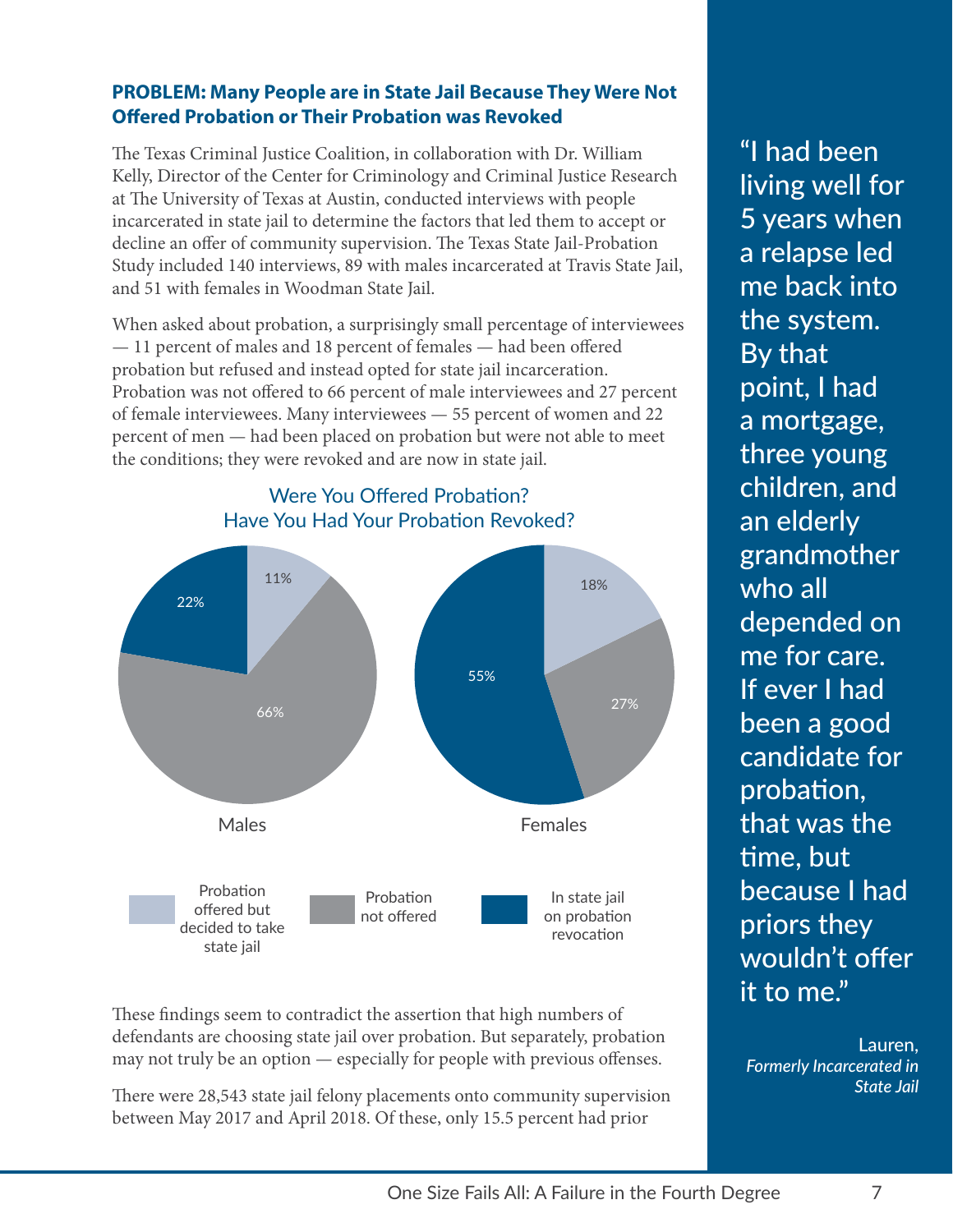### PROBLEM: Many People are in State Jail Because They Were Not Offered Probation or Their Probation was Revoked

The Texas Criminal Justice Coalition, in collaboration with Dr. William Kelly, Director of the Center for Criminology and Criminal Justice Research at The University of Texas at Austin, conducted interviews with people incarcerated in state jail to determine the factors that led them to accept or decline an offer of community supervision. The Texas State Jail-Probation Study included 140 interviews, 89 with males incarcerated at Travis State Jail, and 51 with females in Woodman State Jail.

When asked about probation, a surprisingly small percentage of interviewees — 11 percent of males and 18 percent of females — had been offered probation but refused and instead opted for state jail incarceration. Probation was not offered to 66 percent of male interviewees and 27 percent of female interviewees. Many interviewees — 55 percent of women and 22 percent of men — had been placed on probation but were not able to meet the conditions; they were revoked and are now in state jail.

**Were You Offered Probation? Have You Had Your Probation Revoked?**

| | Males | Females |
|---|---|---|
| Probation offered but decided to take state jail | 11% | 18% |
| Probation not offered | 66% | 27% |
| In state jail on probation revocation | 22% | 55% |

These findings seem to contradict the assertion that high numbers of defendants are choosing state jail over probation. But separately, probation may not truly be an option — especially for people with previous offenses.

There were 28,543 state jail felony placements onto community supervision between May 2017 and April 2018. Of these, only 15.5 percent had prior

> "I had been living well for 5 years when a relapse led me back into the system. By that point, I had a mortgage, three young children, and an elderly grandmother who all depended on me for care. If ever I had been a good candidate for probation, that was the time, but because I had priors they wouldn't offer it to me."
>
> Lauren,
> *Formerly Incarcerated in State Jail*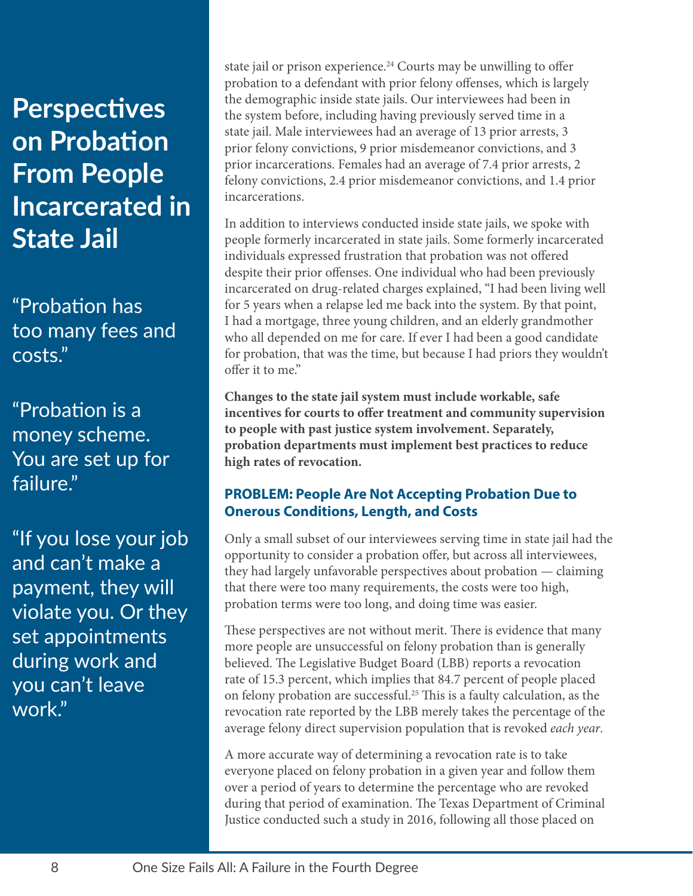# Perspectives on Probation From People Incarcerated in State Jail

"Probation has too many fees and costs."

"Probation is a money scheme. You are set up for failure."

"If you lose your job and can't make a payment, they will violate you. Or they set appointments during work and you can't leave work."

state jail or prison experience.[24] Courts may be unwilling to offer probation to a defendant with prior felony offenses, which is largely the demographic inside state jails. Our interviewees had been in the system before, including having previously served time in a state jail. Male interviewees had an average of 13 prior arrests, 3 prior felony convictions, 9 prior misdemeanor convictions, and 3 prior incarcerations. Females had an average of 7.4 prior arrests, 2 felony convictions, 2.4 prior misdemeanor convictions, and 1.4 prior incarcerations.

In addition to interviews conducted inside state jails, we spoke with people formerly incarcerated in state jails. Some formerly incarcerated individuals expressed frustration that probation was not offered despite their prior offenses. One individual who had been previously incarcerated on drug-related charges explained, "I had been living well for 5 years when a relapse led me back into the system. By that point, I had a mortgage, three young children, and an elderly grandmother who all depended on me for care. If ever I had been a good candidate for probation, that was the time, but because I had priors they wouldn't offer it to me."

**Changes to the state jail system must include workable, safe incentives for courts to offer treatment and community supervision to people with past justice system involvement. Separately, probation departments must implement best practices to reduce high rates of revocation.**

### PROBLEM: People Are Not Accepting Probation Due to Onerous Conditions, Length, and Costs

Only a small subset of our interviewees serving time in state jail had the opportunity to consider a probation offer, but across all interviewees, they had largely unfavorable perspectives about probation — claiming that there were too many requirements, the costs were too high, probation terms were too long, and doing time was easier.

These perspectives are not without merit. There is evidence that many more people are unsuccessful on felony probation than is generally believed. The Legislative Budget Board (LBB) reports a revocation rate of 15.3 percent, which implies that 84.7 percent of people placed on felony probation are successful.[25] This is a faulty calculation, as the revocation rate reported by the LBB merely takes the percentage of the average felony direct supervision population that is revoked *each year*.

A more accurate way of determining a revocation rate is to take everyone placed on felony probation in a given year and follow them over a period of years to determine the percentage who are revoked during that period of examination. The Texas Department of Criminal Justice conducted such a study in 2016, following all those placed on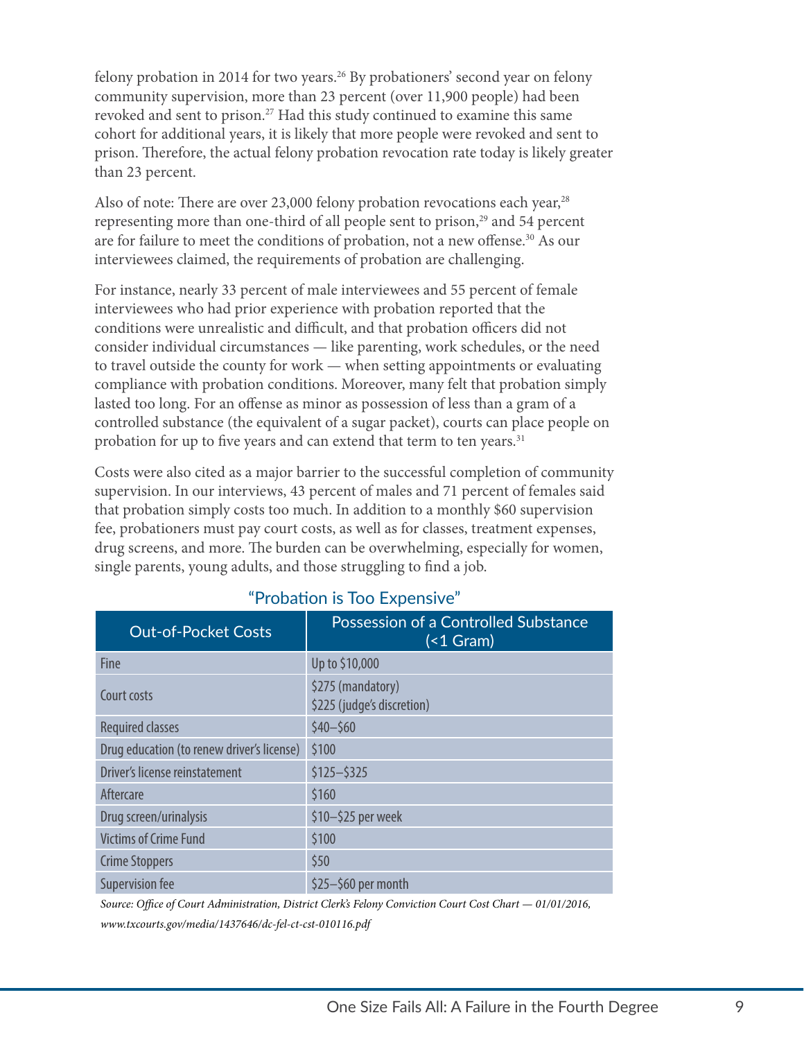felony probation in 2014 for two years.[26] By probationers' second year on felony community supervision, more than 23 percent (over 11,900 people) had been revoked and sent to prison.[27] Had this study continued to examine this same cohort for additional years, it is likely that more people were revoked and sent to prison. Therefore, the actual felony probation revocation rate today is likely greater than 23 percent.

Also of note: There are over 23,000 felony probation revocations each year,[28] representing more than one-third of all people sent to prison,[29] and 54 percent are for failure to meet the conditions of probation, not a new offense.[30] As our interviewees claimed, the requirements of probation are challenging.

For instance, nearly 33 percent of male interviewees and 55 percent of female interviewees who had prior experience with probation reported that the conditions were unrealistic and difficult, and that probation officers did not consider individual circumstances — like parenting, work schedules, or the need to travel outside the county for work — when setting appointments or evaluating compliance with probation conditions. Moreover, many felt that probation simply lasted too long. For an offense as minor as possession of less than a gram of a controlled substance (the equivalent of a sugar packet), courts can place people on probation for up to five years and can extend that term to ten years.[31]

Costs were also cited as a major barrier to the successful completion of community supervision. In our interviews, 43 percent of males and 71 percent of females said that probation simply costs too much. In addition to a monthly $60 supervision fee, probationers must pay court costs, as well as for classes, treatment expenses, drug screens, and more. The burden can be overwhelming, especially for women, single parents, young adults, and those struggling to find a job.

"Probation is Too Expensive"

| Out-of-Pocket Costs | Possession of a Controlled Substance (<1 Gram) |
|---|---|
| Fine | Up to $10,000 |
| Court costs | $275 (mandatory)<br>$225 (judge's discretion) |
| Required classes | $40–$60 |
| Drug education (to renew driver's license) | $100 |
| Driver's license reinstatement | $125–$325 |
| Aftercare | $160 |
| Drug screen/urinalysis | $10–$25 per week |
| Victims of Crime Fund | $100 |
| Crime Stoppers | $50 |
| Supervision fee | $25–$60 per month |

*Source: Office of Court Administration, District Clerk's Felony Conviction Court Cost Chart — 01/01/2016, www.txcourts.gov/media/1437646/dc-fel-ct-cst-010116.pdf*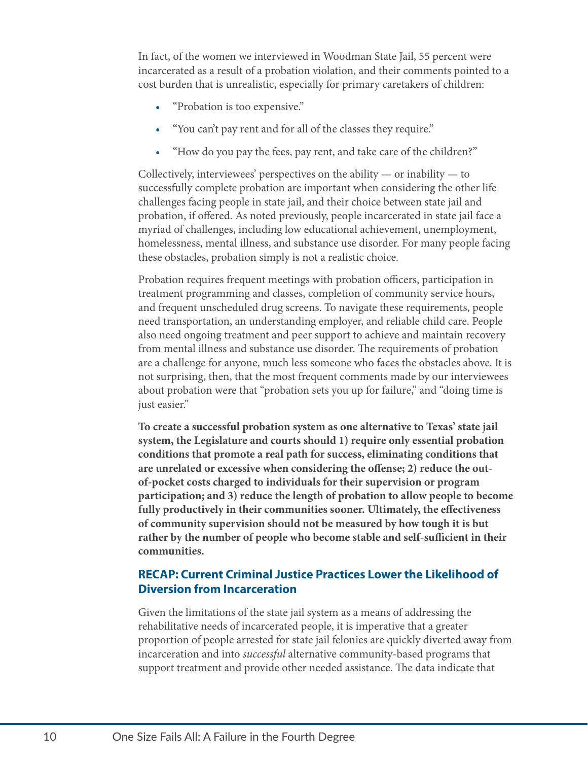In fact, of the women we interviewed in Woodman State Jail, 55 percent were incarcerated as a result of a probation violation, and their comments pointed to a cost burden that is unrealistic, especially for primary caretakers of children:

- "Probation is too expensive."
- "You can't pay rent and for all of the classes they require."
- "How do you pay the fees, pay rent, and take care of the children?"

Collectively, interviewees' perspectives on the ability — or inability — to successfully complete probation are important when considering the other life challenges facing people in state jail, and their choice between state jail and probation, if offered. As noted previously, people incarcerated in state jail face a myriad of challenges, including low educational achievement, unemployment, homelessness, mental illness, and substance use disorder. For many people facing these obstacles, probation simply is not a realistic choice.

Probation requires frequent meetings with probation officers, participation in treatment programming and classes, completion of community service hours, and frequent unscheduled drug screens. To navigate these requirements, people need transportation, an understanding employer, and reliable child care. People also need ongoing treatment and peer support to achieve and maintain recovery from mental illness and substance use disorder. The requirements of probation are a challenge for anyone, much less someone who faces the obstacles above. It is not surprising, then, that the most frequent comments made by our interviewees about probation were that "probation sets you up for failure," and "doing time is just easier."

**To create a successful probation system as one alternative to Texas' state jail system, the Legislature and courts should 1) require only essential probation conditions that promote a real path for success, eliminating conditions that are unrelated or excessive when considering the offense; 2) reduce the out-of-pocket costs charged to individuals for their supervision or program participation; and 3) reduce the length of probation to allow people to become fully productively in their communities sooner. Ultimately, the effectiveness of community supervision should not be measured by how tough it is but rather by the number of people who become stable and self-sufficient in their communities.**

## RECAP: Current Criminal Justice Practices Lower the Likelihood of Diversion from Incarceration

Given the limitations of the state jail system as a means of addressing the rehabilitative needs of incarcerated people, it is imperative that a greater proportion of people arrested for state jail felonies are quickly diverted away from incarceration and into *successful* alternative community-based programs that support treatment and provide other needed assistance. The data indicate that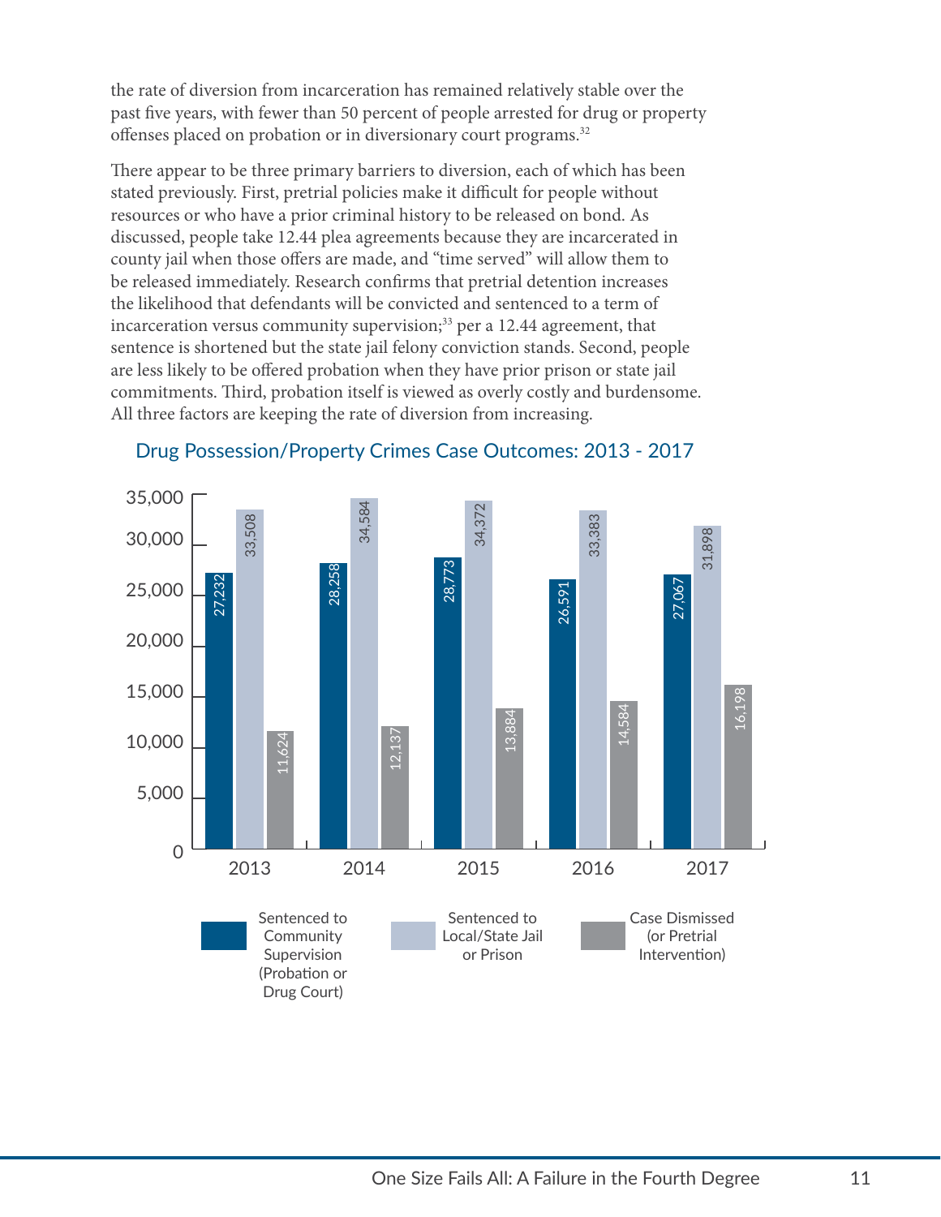the rate of diversion from incarceration has remained relatively stable over the past five years, with fewer than 50 percent of people arrested for drug or property offenses placed on probation or in diversionary court programs.[32]

There appear to be three primary barriers to diversion, each of which has been stated previously. First, pretrial policies make it difficult for people without resources or who have a prior criminal history to be released on bond. As discussed, people take 12.44 plea agreements because they are incarcerated in county jail when those offers are made, and "time served" will allow them to be released immediately. Research confirms that pretrial detention increases the likelihood that defendants will be convicted and sentenced to a term of incarceration versus community supervision;[33] per a 12.44 agreement, that sentence is shortened but the state jail felony conviction stands. Second, people are less likely to be offered probation when they have prior prison or state jail commitments. Third, probation itself is viewed as overly costly and burdensome. All three factors are keeping the rate of diversion from increasing.

### Drug Possession/Property Crimes Case Outcomes: 2013 - 2017

| Year | Sentenced to Community Supervision (Probation or Drug Court) | Sentenced to Local/State Jail or Prison | Case Dismissed (or Pretrial Intervention) |
|---|---|---|---|
| 2013 | 27,232 | 33,508 | 11,624 |
| 2014 | 28,258 | 34,584 | 12,137 |
| 2015 | 28,773 | 34,372 | 13,884 |
| 2016 | 26,591 | 33,383 | 14,584 |
| 2017 | 27,067 | 31,898 | 16,198 |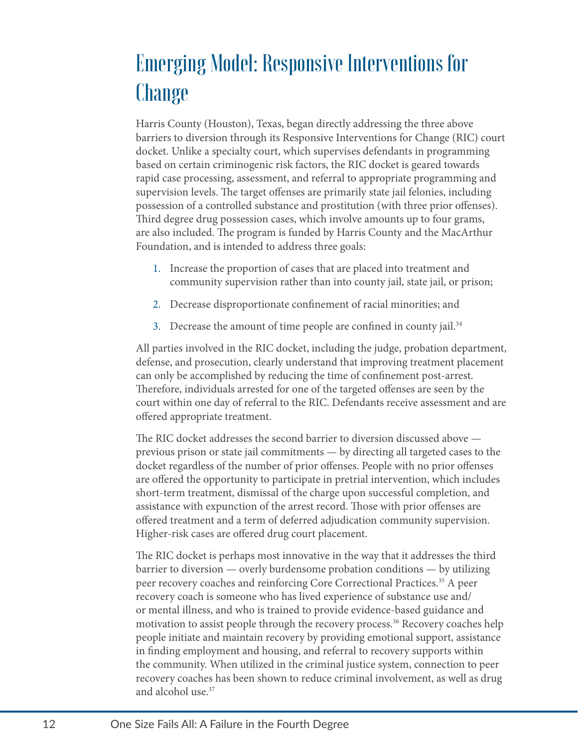# Emerging Model: Responsive Interventions for Change

Harris County (Houston), Texas, began directly addressing the three above barriers to diversion through its Responsive Interventions for Change (RIC) court docket. Unlike a specialty court, which supervises defendants in programming based on certain criminogenic risk factors, the RIC docket is geared towards rapid case processing, assessment, and referral to appropriate programming and supervision levels. The target offenses are primarily state jail felonies, including possession of a controlled substance and prostitution (with three prior offenses). Third degree drug possession cases, which involve amounts up to four grams, are also included. The program is funded by Harris County and the MacArthur Foundation, and is intended to address three goals:

1. Increase the proportion of cases that are placed into treatment and community supervision rather than into county jail, state jail, or prison;
2. Decrease disproportionate confinement of racial minorities; and
3. Decrease the amount of time people are confined in county jail.[34]

All parties involved in the RIC docket, including the judge, probation department, defense, and prosecution, clearly understand that improving treatment placement can only be accomplished by reducing the time of confinement post-arrest. Therefore, individuals arrested for one of the targeted offenses are seen by the court within one day of referral to the RIC. Defendants receive assessment and are offered appropriate treatment.

The RIC docket addresses the second barrier to diversion discussed above — previous prison or state jail commitments — by directing all targeted cases to the docket regardless of the number of prior offenses. People with no prior offenses are offered the opportunity to participate in pretrial intervention, which includes short-term treatment, dismissal of the charge upon successful completion, and assistance with expunction of the arrest record. Those with prior offenses are offered treatment and a term of deferred adjudication community supervision. Higher-risk cases are offered drug court placement.

The RIC docket is perhaps most innovative in the way that it addresses the third barrier to diversion — overly burdensome probation conditions — by utilizing peer recovery coaches and reinforcing Core Correctional Practices.[35] A peer recovery coach is someone who has lived experience of substance use and/or mental illness, and who is trained to provide evidence-based guidance and motivation to assist people through the recovery process.[36] Recovery coaches help people initiate and maintain recovery by providing emotional support, assistance in finding employment and housing, and referral to recovery supports within the community. When utilized in the criminal justice system, connection to peer recovery coaches has been shown to reduce criminal involvement, as well as drug and alcohol use.[37]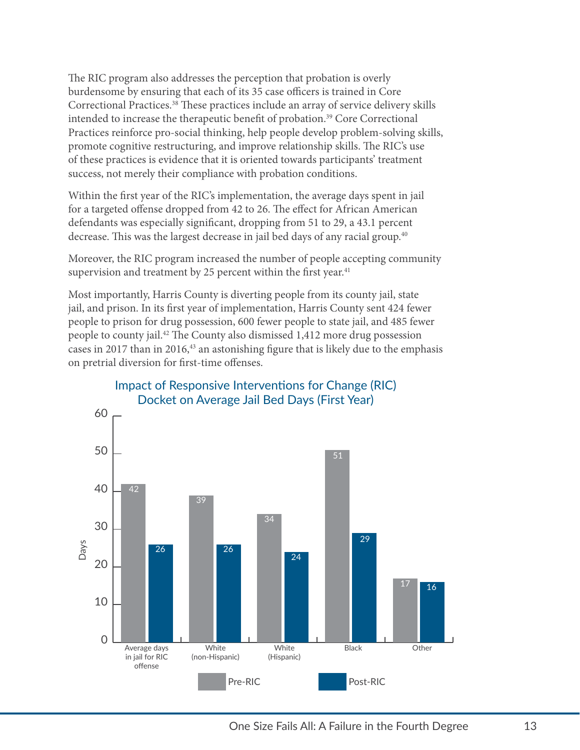The RIC program also addresses the perception that probation is overly burdensome by ensuring that each of its 35 case officers is trained in Core Correctional Practices.[38] These practices include an array of service delivery skills intended to increase the therapeutic benefit of probation.[39] Core Correctional Practices reinforce pro-social thinking, help people develop problem-solving skills, promote cognitive restructuring, and improve relationship skills. The RIC's use of these practices is evidence that it is oriented towards participants' treatment success, not merely their compliance with probation conditions.

Within the first year of the RIC's implementation, the average days spent in jail for a targeted offense dropped from 42 to 26. The effect for African American defendants was especially significant, dropping from 51 to 29, a 43.1 percent decrease. This was the largest decrease in jail bed days of any racial group.[40]

Moreover, the RIC program increased the number of people accepting community supervision and treatment by 25 percent within the first year.[41]

Most importantly, Harris County is diverting people from its county jail, state jail, and prison. In its first year of implementation, Harris County sent 424 fewer people to prison for drug possession, 600 fewer people to state jail, and 485 fewer people to county jail.[42] The County also dismissed 1,412 more drug possession cases in 2017 than in 2016,[43] an astonishing figure that is likely due to the emphasis on pretrial diversion for first-time offenses.

**Impact of Responsive Interventions for Change (RIC) Docket on Average Jail Bed Days (First Year)**

| Days | Pre-RIC | Post-RIC |
|---|---|---|
| Average days in jail for RIC offense | 42 | 26 |
| White (non-Hispanic) | 39 | 26 |
| White (Hispanic) | 34 | 24 |
| Black | 51 | 29 |
| Other | 17 | 16 |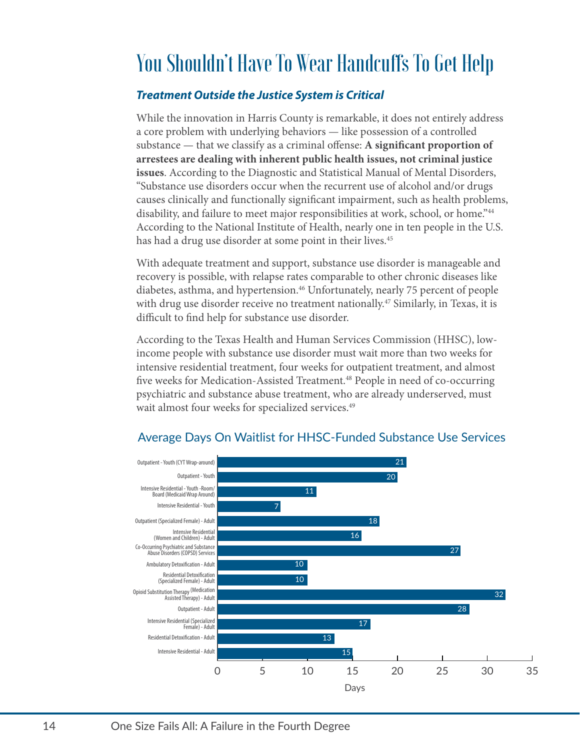# You Shouldn't Have To Wear Handcuffs To Get Help

### *Treatment Outside the Justice System is Critical*

While the innovation in Harris County is remarkable, it does not entirely address a core problem with underlying behaviors — like possession of a controlled substance — that we classify as a criminal offense: **A significant proportion of arrestees are dealing with inherent public health issues, not criminal justice issues**. According to the Diagnostic and Statistical Manual of Mental Disorders, "Substance use disorders occur when the recurrent use of alcohol and/or drugs causes clinically and functionally significant impairment, such as health problems, disability, and failure to meet major responsibilities at work, school, or home."[44] According to the National Institute of Health, nearly one in ten people in the U.S. has had a drug use disorder at some point in their lives.[45]

With adequate treatment and support, substance use disorder is manageable and recovery is possible, with relapse rates comparable to other chronic diseases like diabetes, asthma, and hypertension.[46] Unfortunately, nearly 75 percent of people with drug use disorder receive no treatment nationally.[47] Similarly, in Texas, it is difficult to find help for substance use disorder.

According to the Texas Health and Human Services Commission (HHSC), low-income people with substance use disorder must wait more than two weeks for intensive residential treatment, four weeks for outpatient treatment, and almost five weeks for Medication-Assisted Treatment.[48] People in need of co-occurring psychiatric and substance abuse treatment, who are already underserved, must wait almost four weeks for specialized services.[49]

## Average Days On Waitlist for HHSC-Funded Substance Use Services

| Service | Days |
|---|---|
| Outpatient - Youth (CYT Wrap-around) | 21 |
| Outpatient - Youth | 20 |
| Intensive Residential - Youth -Room/Board (Medicaid Wrap Around) | 11 |
| Intensive Residential - Youth | 7 |
| Outpatient (Specialized Female) - Adult | 18 |
| Intensive Residential (Women and Children) - Adult | 16 |
| Co-Occurring Psychiatric and Substance Abuse Disorders (COPSD) Services | 27 |
| Ambulatory Detoxification - Adult | 10 |
| Residential Detoxification (Specialized Female) - Adult | 10 |
| Opioid Substitution Therapy (Medication Assisted Therapy) - Adult | 32 |
| Outpatient - Adult | 28 |
| Intensive Residential (Specialized Female) - Adult | 17 |
| Residential Detoxification - Adult | 13 |
| Intensive Residential - Adult | 15 |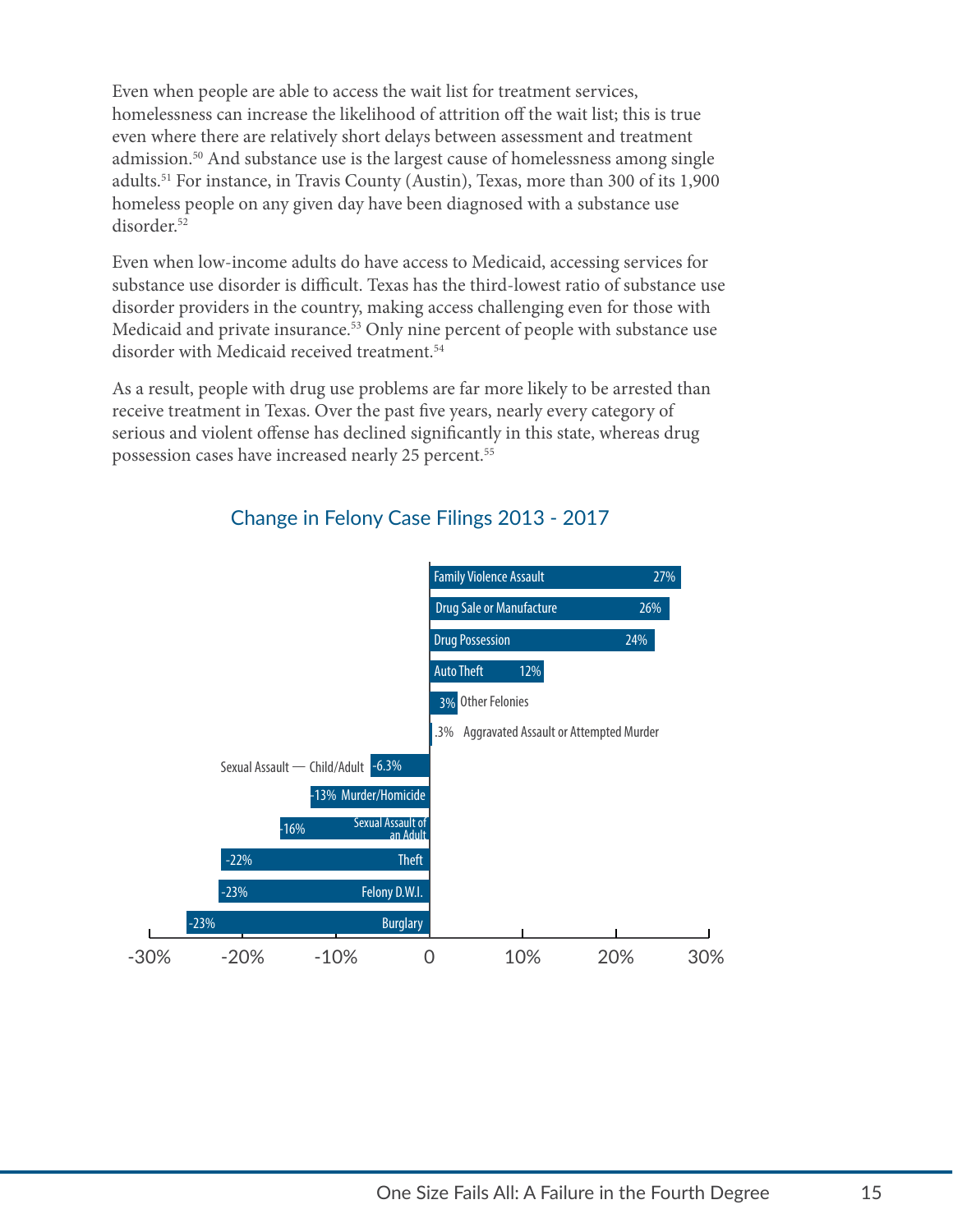Even when people are able to access the wait list for treatment services, homelessness can increase the likelihood of attrition off the wait list; this is true even where there are relatively short delays between assessment and treatment admission.[50] And substance use is the largest cause of homelessness among single adults.[51] For instance, in Travis County (Austin), Texas, more than 300 of its 1,900 homeless people on any given day have been diagnosed with a substance use disorder.[52]

Even when low-income adults do have access to Medicaid, accessing services for substance use disorder is difficult. Texas has the third-lowest ratio of substance use disorder providers in the country, making access challenging even for those with Medicaid and private insurance.[53] Only nine percent of people with substance use disorder with Medicaid received treatment.[54]

As a result, people with drug use problems are far more likely to be arrested than receive treatment in Texas. Over the past five years, nearly every category of serious and violent offense has declined significantly in this state, whereas drug possession cases have increased nearly 25 percent.[55]

### Change in Felony Case Filings 2013 - 2017

| Offense | Change |
|---|---|
| Family Violence Assault | 27% |
| Drug Sale or Manufacture | 26% |
| Drug Possession | 24% |
| Auto Theft | 12% |
| Other Felonies | 3% |
| Aggravated Assault or Attempted Murder | .3% |
| Sexual Assault — Child/Adult | -6.3% |
| Murder/Homicide | -13% |
| Sexual Assault of an Adult | -16% |
| Theft | -22% |
| Felony D.W.I. | -23% |
| Burglary | -23% |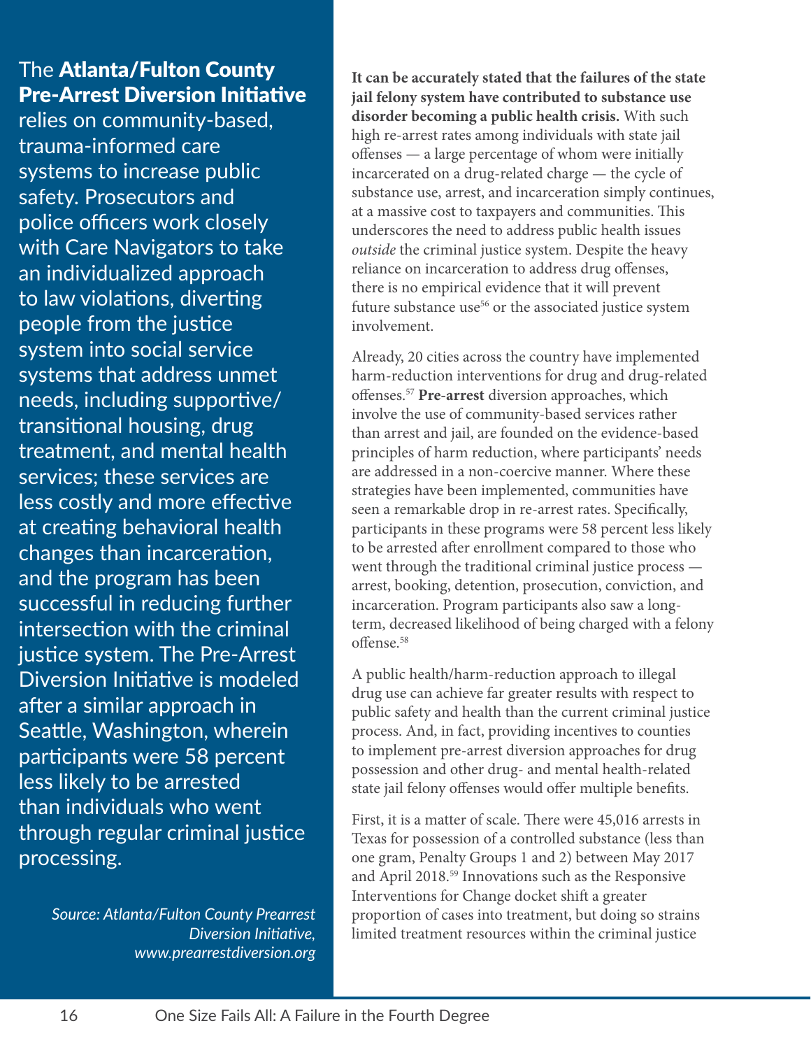The **Atlanta/Fulton County Pre-Arrest Diversion Initiative** relies on community-based, trauma-informed care systems to increase public safety. Prosecutors and police officers work closely with Care Navigators to take an individualized approach to law violations, diverting people from the justice system into social service systems that address unmet needs, including supportive/transitional housing, drug treatment, and mental health services; these services are less costly and more effective at creating behavioral health changes than incarceration, and the program has been successful in reducing further intersection with the criminal justice system. The Pre-Arrest Diversion Initiative is modeled after a similar approach in Seattle, Washington, wherein participants were 58 percent less likely to be arrested than individuals who went through regular criminal justice processing.

*Source: Atlanta/Fulton County Prearrest Diversion Initiative, www.prearrestdiversion.org*

**It can be accurately stated that the failures of the state jail felony system have contributed to substance use disorder becoming a public health crisis.** With such high re-arrest rates among individuals with state jail offenses — a large percentage of whom were initially incarcerated on a drug-related charge — the cycle of substance use, arrest, and incarceration simply continues, at a massive cost to taxpayers and communities. This underscores the need to address public health issues *outside* the criminal justice system. Despite the heavy reliance on incarceration to address drug offenses, there is no empirical evidence that it will prevent future substance use[56] or the associated justice system involvement.

Already, 20 cities across the country have implemented harm-reduction interventions for drug and drug-related offenses.[57] **Pre-arrest** diversion approaches, which involve the use of community-based services rather than arrest and jail, are founded on the evidence-based principles of harm reduction, where participants' needs are addressed in a non-coercive manner. Where these strategies have been implemented, communities have seen a remarkable drop in re-arrest rates. Specifically, participants in these programs were 58 percent less likely to be arrested after enrollment compared to those who went through the traditional criminal justice process — arrest, booking, detention, prosecution, conviction, and incarceration. Program participants also saw a long-term, decreased likelihood of being charged with a felony offense.[58]

A public health/harm-reduction approach to illegal drug use can achieve far greater results with respect to public safety and health than the current criminal justice process. And, in fact, providing incentives to counties to implement pre-arrest diversion approaches for drug possession and other drug- and mental health-related state jail felony offenses would offer multiple benefits.

First, it is a matter of scale. There were 45,016 arrests in Texas for possession of a controlled substance (less than one gram, Penalty Groups 1 and 2) between May 2017 and April 2018.[59] Innovations such as the Responsive Interventions for Change docket shift a greater proportion of cases into treatment, but doing so strains limited treatment resources within the criminal justice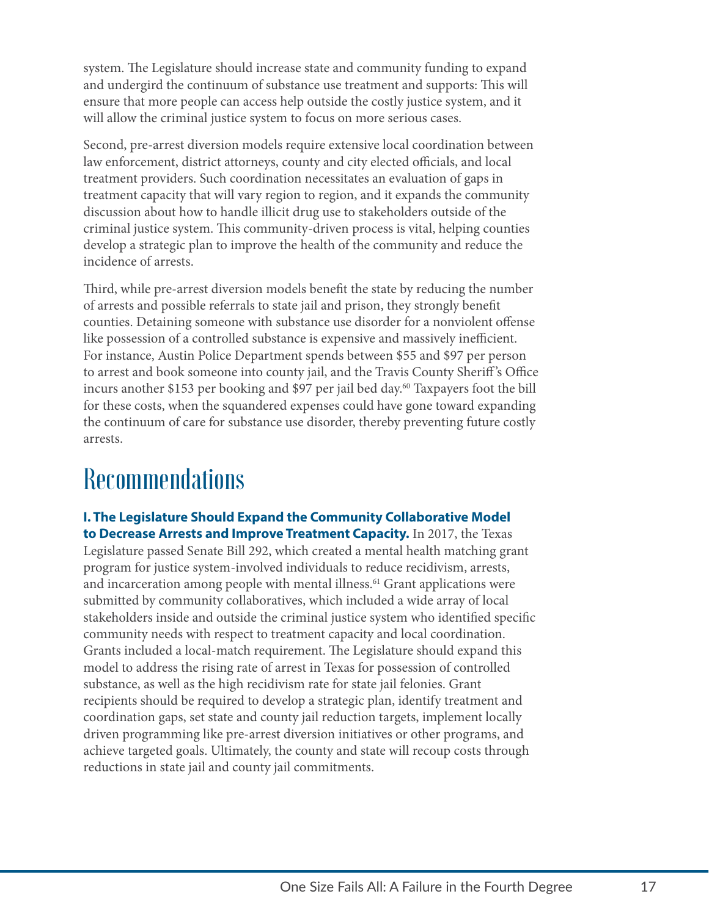system. The Legislature should increase state and community funding to expand and undergird the continuum of substance use treatment and supports: This will ensure that more people can access help outside the costly justice system, and it will allow the criminal justice system to focus on more serious cases.

Second, pre-arrest diversion models require extensive local coordination between law enforcement, district attorneys, county and city elected officials, and local treatment providers. Such coordination necessitates an evaluation of gaps in treatment capacity that will vary region to region, and it expands the community discussion about how to handle illicit drug use to stakeholders outside of the criminal justice system. This community-driven process is vital, helping counties develop a strategic plan to improve the health of the community and reduce the incidence of arrests.

Third, while pre-arrest diversion models benefit the state by reducing the number of arrests and possible referrals to state jail and prison, they strongly benefit counties. Detaining someone with substance use disorder for a nonviolent offense like possession of a controlled substance is expensive and massively inefficient. For instance, Austin Police Department spends between $55 and $97 per person to arrest and book someone into county jail, and the Travis County Sheriff's Office incurs another $153 per booking and $97 per jail bed day.[60] Taxpayers foot the bill for these costs, when the squandered expenses could have gone toward expanding the continuum of care for substance use disorder, thereby preventing future costly arrests.

# Recommendations

**I. The Legislature Should Expand the Community Collaborative Model to Decrease Arrests and Improve Treatment Capacity.** In 2017, the Texas Legislature passed Senate Bill 292, which created a mental health matching grant program for justice system-involved individuals to reduce recidivism, arrests, and incarceration among people with mental illness.[61] Grant applications were submitted by community collaboratives, which included a wide array of local stakeholders inside and outside the criminal justice system who identified specific community needs with respect to treatment capacity and local coordination. Grants included a local-match requirement. The Legislature should expand this model to address the rising rate of arrest in Texas for possession of controlled substance, as well as the high recidivism rate for state jail felonies. Grant recipients should be required to develop a strategic plan, identify treatment and coordination gaps, set state and county jail reduction targets, implement locally driven programming like pre-arrest diversion initiatives or other programs, and achieve targeted goals. Ultimately, the county and state will recoup costs through reductions in state jail and county jail commitments.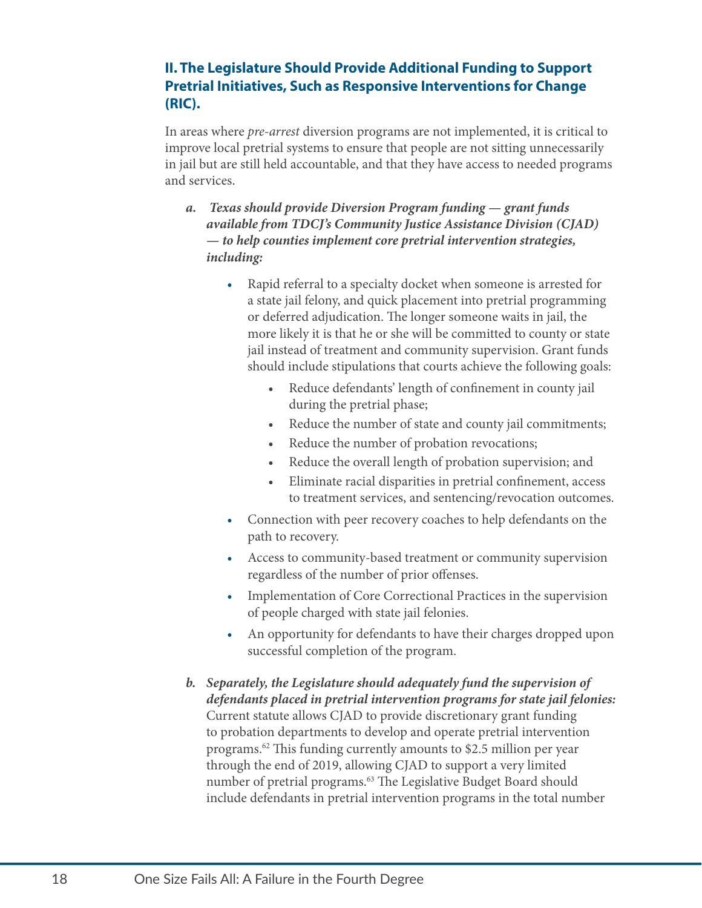## II. The Legislature Should Provide Additional Funding to Support Pretrial Initiatives, Such as Responsive Interventions for Change (RIC).

In areas where *pre-arrest* diversion programs are not implemented, it is critical to improve local pretrial systems to ensure that people are not sitting unnecessarily in jail but are still held accountable, and that they have access to needed programs and services.

***a. Texas should provide Diversion Program funding — grant funds available from TDCJ's Community Justice Assistance Division (CJAD) — to help counties implement core pretrial intervention strategies, including:***

- Rapid referral to a specialty docket when someone is arrested for a state jail felony, and quick placement into pretrial programming or deferred adjudication. The longer someone waits in jail, the more likely it is that he or she will be committed to county or state jail instead of treatment and community supervision. Grant funds should include stipulations that courts achieve the following goals:
    - Reduce defendants' length of confinement in county jail during the pretrial phase;
    - Reduce the number of state and county jail commitments;
    - Reduce the number of probation revocations;
    - Reduce the overall length of probation supervision; and
    - Eliminate racial disparities in pretrial confinement, access to treatment services, and sentencing/revocation outcomes.
- Connection with peer recovery coaches to help defendants on the path to recovery.
- Access to community-based treatment or community supervision regardless of the number of prior offenses.
- Implementation of Core Correctional Practices in the supervision of people charged with state jail felonies.
- An opportunity for defendants to have their charges dropped upon successful completion of the program.

***b. Separately, the Legislature should adequately fund the supervision of defendants placed in pretrial intervention programs for state jail felonies:*** Current statute allows CJAD to provide discretionary grant funding to probation departments to develop and operate pretrial intervention programs.[62] This funding currently amounts to $2.5 million per year through the end of 2019, allowing CJAD to support a very limited number of pretrial programs.[63] The Legislative Budget Board should include defendants in pretrial intervention programs in the total number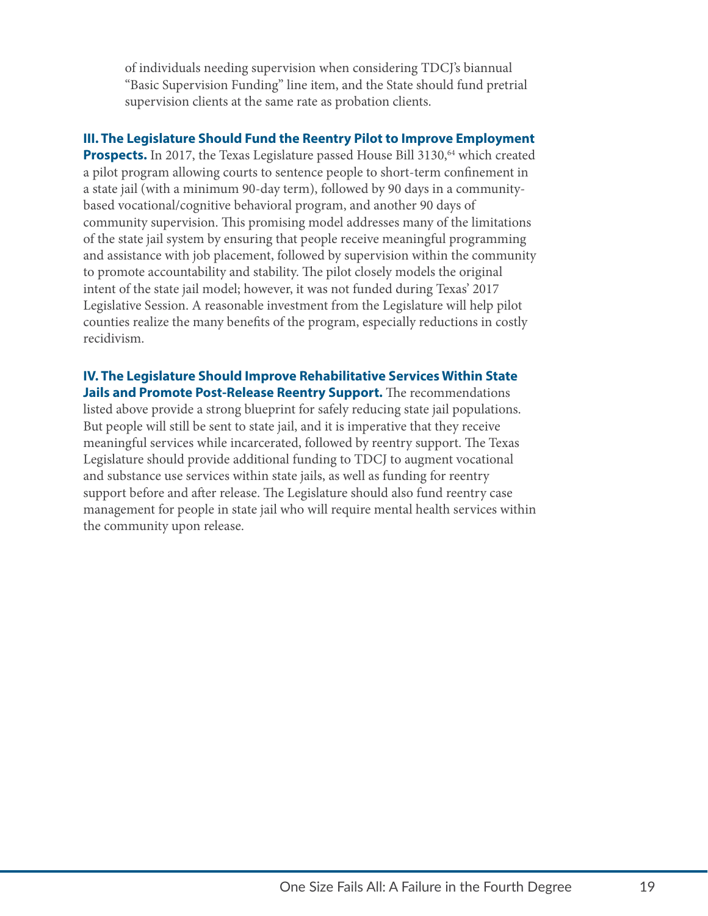of individuals needing supervision when considering TDCJ's biannual "Basic Supervision Funding" line item, and the State should fund pretrial supervision clients at the same rate as probation clients.

**III. The Legislature Should Fund the Reentry Pilot to Improve Employment Prospects.** In 2017, the Texas Legislature passed House Bill 3130,[64] which created a pilot program allowing courts to sentence people to short-term confinement in a state jail (with a minimum 90-day term), followed by 90 days in a community-based vocational/cognitive behavioral program, and another 90 days of community supervision. This promising model addresses many of the limitations of the state jail system by ensuring that people receive meaningful programming and assistance with job placement, followed by supervision within the community to promote accountability and stability. The pilot closely models the original intent of the state jail model; however, it was not funded during Texas' 2017 Legislative Session. A reasonable investment from the Legislature will help pilot counties realize the many benefits of the program, especially reductions in costly recidivism.

**IV. The Legislature Should Improve Rehabilitative Services Within State Jails and Promote Post-Release Reentry Support.** The recommendations listed above provide a strong blueprint for safely reducing state jail populations. But people will still be sent to state jail, and it is imperative that they receive meaningful services while incarcerated, followed by reentry support. The Texas Legislature should provide additional funding to TDCJ to augment vocational and substance use services within state jails, as well as funding for reentry support before and after release. The Legislature should also fund reentry case management for people in state jail who will require mental health services within the community upon release.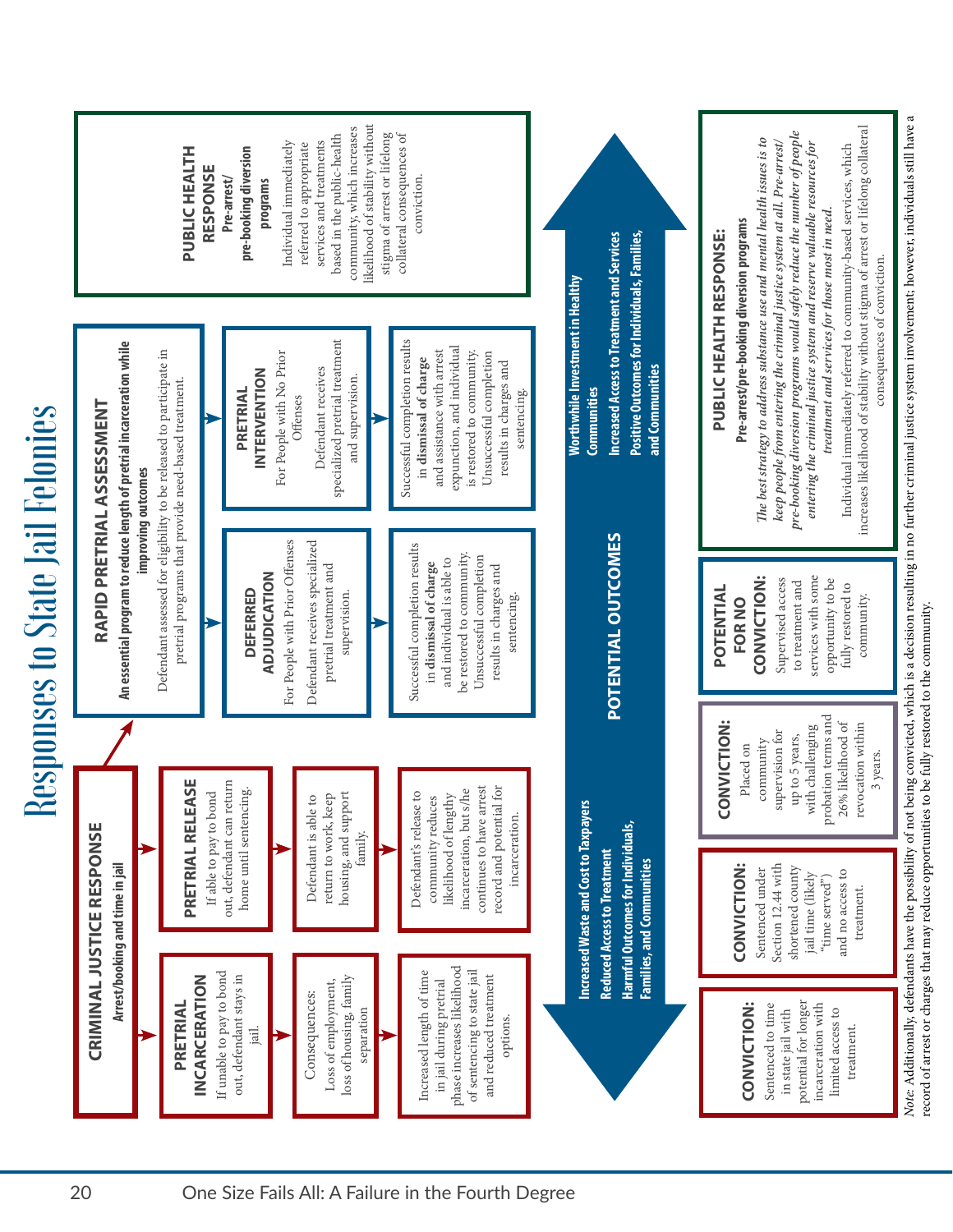# Responses to State Jail Felonies

## CRIMINAL JUSTICE RESPONSE

**Arrest/booking and time in jail**

### PRETRIAL INCARCERATION

If unable to pay to bond out, defendant stays in jail.

Consequences: Loss of employment, loss of housing, family separation

Increased length of time in jail during pretrial phase increases likelihood of sentencing to state jail and reduced treatment options.

### PRETRIAL RELEASE

If able to pay to bond out, defendant can return home until sentencing.

Defendant is able to return to work, keep housing, and support family.

Defendant's release to community reduces likelihood of lengthy incarceration, but s/he continues to have arrest record and potential for incarceration.

## RAPID PRETRIAL ASSESSMENT

**An essential program to reduce length of pretrial incarceration while improving outcomes**

Defendant assessed for eligibility to be released to participate in pretrial programs that provide need-based treatment.

### DEFERRED ADJUDICATION

For People with Prior Offenses

Defendant receives specialized pretrial treatment and supervision.

Successful completion results in **dismissal of charge** and individual is able to be restored to community. Unsuccessful completion results in charges and sentencing.

### PRETRIAL INTERVENTION

For People with No Prior Offenses

Defendant receives specialized pretrial treatment and supervision.

Successful completion results in **dismissal of charge** and assistance with arrest expunction, and individual is restored to community. Unsuccessful completion results in charges and sentencing.

## PUBLIC HEALTH RESPONSE

**Pre-arrest/pre-booking diversion programs**

Individual immediately referred to appropriate services and treatments based in the public-health community, which increases likelihood of stability without stigma of arrest or lifelong collateral consequences of conviction.

## POTENTIAL OUTCOMES

**Increased Waste and Cost to Taxpayers**
**Reduced Access to Treatment**
**Harmful Outcomes for Individuals, Families, and Communities**

**Worthwhile Investment in Healthy Communities**
**Increased Access to Treatment and Services**
**Positive Outcomes for Individuals, Families, and Communities**

### CONVICTION:

Sentenced to time in state jail with potential for longer incarceration with limited access to treatment.

### CONVICTION:

Sentenced under Section 12.44 with shortened county jail time (likely "time served") and no access to treatment.

### CONVICTION:

Placed on community supervision for up to 5 years, with challenging probation terms and 26% likelihood of revocation within 3 years.

### POTENTIAL FOR NO CONVICTION:

Supervised access to treatment and services with some opportunity to be fully restored to community.

### PUBLIC HEALTH RESPONSE:

**Pre-arrest/pre-booking diversion programs**

*The best strategy to address substance use and mental health issues is to keep people from entering the criminal justice system at all. Pre-arrest/pre-booking diversion programs would safely reduce the number of people entering the criminal justice system and reserve valuable resources for treatment and services for those most in need.*

Individual immediately referred to community-based services, which increases likelihood of stability without stigma of arrest or lifelong collateral consequences of conviction.

*Note*: Additionally, defendants have the possibility of not being convicted, which is a decision resulting in no further criminal justice system involvement; however, individuals still have a record of arrest or charges that may reduce opportunities to be fully restored to the community.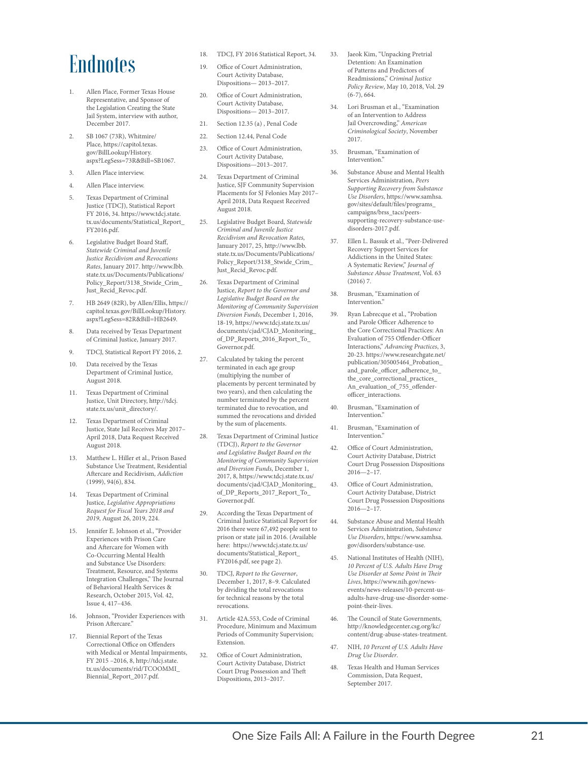# Endnotes

1. Allen Place, Former Texas House Representative, and Sponsor of the Legislation Creating the State Jail System, interview with author, December 2017.
2. SB 1067 (73R), Whitmire/Place, https://capitol.texas.gov/BillLookup/History.aspx?LegSess=73R&Bill=SB1067.
3. Allen Place interview.
4. Allen Place interview.
5. Texas Department of Criminal Justice (TDCJ), Statistical Report FY 2016, 34. https://www.tdcj.state.tx.us/documents/Statistical_Report_FY2016.pdf.
6. Legislative Budget Board Staff, *Statewide Criminal and Juvenile Justice Recidivism and Revocations Rates*, January 2017. http://www.lbb.state.tx.us/Documents/Publications/Policy_Report/3138_Stwide_Crim_Just_Recid_Revoc.pdf.
7. HB 2649 (82R), by Allen/Ellis, https://capitol.texas.gov/BillLookup/History.aspx?LegSess=82R&Bill=HB2649.
8. Data received by Texas Department of Criminal Justice, January 2017.
9. TDCJ, Statistical Report FY 2016, 2.
10. Data received by the Texas Department of Criminal Justice, August 2018.
11. Texas Department of Criminal Justice, Unit Directory, http://tdcj.state.tx.us/unit_directory/.
12. Texas Department of Criminal Justice, State Jail Receives May 2017–April 2018, Data Request Received August 2018.
13. Matthew L. Hiller et al., Prison Based Substance Use Treatment, Residential Aftercare and Recidivism, *Addiction* (1999), 94(6), 834.
14. Texas Department of Criminal Justice, *Legislative Appropriations Request for Fiscal Years 2018 and 2019*, August 26, 2019, 224.
15. Jennifer E. Johnson et al., "Provider Experiences with Prison Care and Aftercare for Women with Co-Occurring Mental Health and Substance Use Disorders: Treatment, Resource, and Systems Integration Challenges," The Journal of Behavioral Health Services & Research, October 2015, Vol. 42, Issue 4, 417–436.
16. Johnson, "Provider Experiences with Prison Aftercare."
17. Biennial Report of the Texas Correctional Office on Offenders with Medical or Mental Impairments, FY 2015 –2016, 8, http://tdcj.state.tx.us/documents/rid/TCOOMMI_Biennial_Report_2017.pdf.
18. TDCJ, FY 2016 Statistical Report, 34.
19. Office of Court Administration, Court Activity Database, Dispositions— 2013–2017.
20. Office of Court Administration, Court Activity Database, Dispositions— 2013–2017.
21. Section 12.35 (a) , Penal Code
22. Section 12.44, Penal Code
23. Office of Court Administration, Court Activity Database, Dispositions—2013–2017.
24. Texas Department of Criminal Justice, SJF Community Supervision Placements for SJ Felonies May 2017–April 2018, Data Request Received August 2018.
25. Legislative Budget Board, *Statewide Criminal and Juvenile Justice Recidivism and Revocation Rates*, January 2017, 25, http://www.lbb.state.tx.us/Documents/Publications/Policy_Report/3138_Stwide_Crim_Just_Recid_Revoc.pdf.
26. Texas Department of Criminal Justice, *Report to the Governor and Legislative Budget Board on the Monitoring of Community Supervision Diversion Funds*, December 1, 2016, 18-19, https://www.tdcj.state.tx.us/documents/cjad/CJAD_Monitoring_of_DP_Reports_2016_Report_To_Governor.pdf.
27. Calculated by taking the percent terminated in each age group (multiplying the number of placements by percent terminated by two years), and then calculating the number terminated by the percent terminated due to revocation, and summed the revocations and divided by the sum of placements.
28. Texas Department of Criminal Justice (TDCJ), *Report to the Governor and Legislative Budget Board on the Monitoring of Community Supervision and Diversion Funds*, December 1, 2017, 8, https://www.tdcj.state.tx.us/documents/cjad/CJAD_Monitoring_of_DP_Reports_2017_Report_To_Governor.pdf.
29. According the Texas Department of Criminal Justice Statistical Report for 2016 there were 67,492 people sent to prison or state jail in 2016. (Available here: https://www.tdcj.state.tx.us/documents/Statistical_Report_FY2016.pdf, see page 2).
30. TDCJ, *Report to the Governor*, December 1, 2017, 8–9. Calculated by dividing the total revocations for technical reasons by the total revocations.
31. Article 42A.553, Code of Criminal Procedure, Minimum and Maximum Periods of Community Supervision; Extension.
32. Office of Court Administration, Court Activity Database, District Court Drug Possession and Theft Dispositions, 2013–2017.
33. Jaeok Kim, "Unpacking Pretrial Detention: An Examination of Patterns and Predictors of Readmissions," *Criminal Justice Policy Review*, May 10, 2018, Vol. 29 (6-7), 664.
34. Lori Brusman et al., "Examination of an Intervention to Address Jail Overcrowding," *American Criminological Society*, November 2017.
35. Brusman, "Examination of Intervention."
36. Substance Abuse and Mental Health Services Administration, *Peers Supporting Recovery from Substance Use Disorders*, https://www.samhsa.gov/sites/default/files/programs_campaigns/brss_tacs/peers-supporting-recovery-substance-use-disorders-2017.pdf.
37. Ellen L. Bassuk et al., "Peer-Delivered Recovery Support Services for Addictions in the United States: A Systematic Review," *Journal of Substance Abuse Treatment*, Vol. 63 (2016) 7.
38. Brusman, "Examination of Intervention."
39. Ryan Labrecque et al., "Probation and Parole Officer Adherence to the Core Correctional Practices: An Evaluation of 755 Offender-Officer Interactions," *Advancing Practices*, 3, 20-23. https://www.researchgate.net/publication/305005464_Probation_and_parole_officer_adherence_to_the_core_correctional_practices_An_evaluation_of_755_offender-officer_interactions.
40. Brusman, "Examination of Intervention."
41. Brusman, "Examination of Intervention."
42. Office of Court Administration, Court Activity Database, District Court Drug Possession Dispositions 2016—2–17.
43. Office of Court Administration, Court Activity Database, District Court Drug Possession Dispositions 2016—2–17.
44. Substance Abuse and Mental Health Services Administration, *Substance Use Disorders*, https://www.samhsa.gov/disorders/substance-use.
45. National Institutes of Health (NIH), *10 Percent of U.S. Adults Have Drug Use Disorder at Some Point in Their Lives*, https://www.nih.gov/news-events/news-releases/10-percent-us-adults-have-drug-use-disorder-some-point-their-lives.
46. The Council of State Governments, http://knowledgecenter.csg.org/kc/content/drug-abuse-states-treatment.
47. NIH, *10 Percent of U.S. Adults Have Drug Use Disorder*.
48. Texas Health and Human Services Commission, Data Request, September 2017.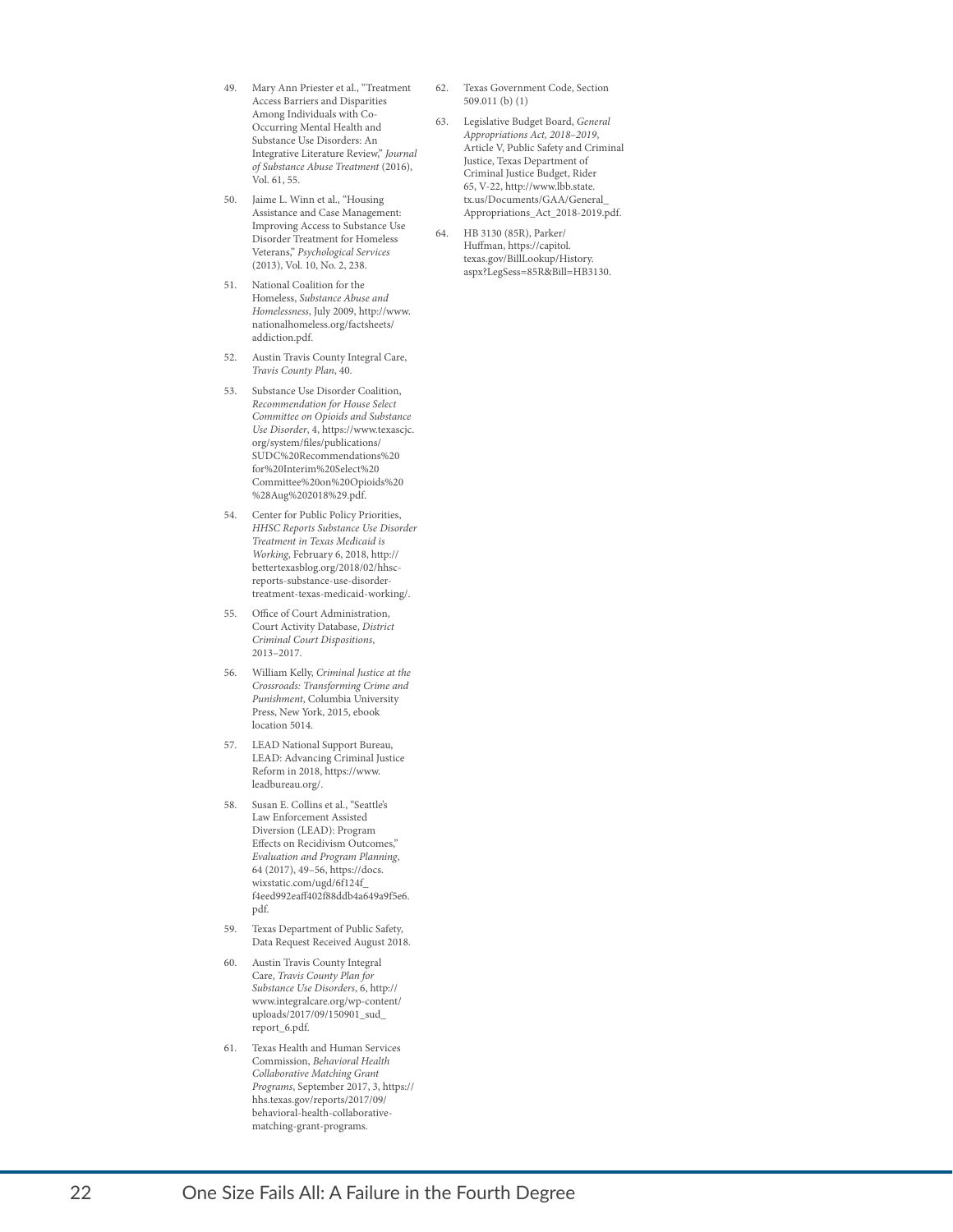49. Mary Ann Priester et al., "Treatment Access Barriers and Disparities Among Individuals with Co-Occurring Mental Health and Substance Use Disorders: An Integrative Literature Review," *Journal of Substance Abuse Treatment* (2016), Vol. 61, 55.

50. Jaime L. Winn et al., "Housing Assistance and Case Management: Improving Access to Substance Use Disorder Treatment for Homeless Veterans," *Psychological Services* (2013), Vol. 10, No. 2, 238.

51. National Coalition for the Homeless, *Substance Abuse and Homelessness*, July 2009, http://www.nationalhomeless.org/factsheets/addiction.pdf.

52. Austin Travis County Integral Care, *Travis County Plan*, 40.

53. Substance Use Disorder Coalition, *Recommendation for House Select Committee on Opioids and Substance Use Disorder*, 4, https://www.texascjc.org/system/files/publications/SUDC%20Recommendations%20for%20Interim%20Select%20Committee%20on%20Opioids%20%28Aug%202018%29.pdf.

54. Center for Public Policy Priorities, *HHSC Reports Substance Use Disorder Treatment in Texas Medicaid is Working*, February 6, 2018, http://bettertexasblog.org/2018/02/hhsc-reports-substance-use-disorder-treatment-texas-medicaid-working/.

55. Office of Court Administration, Court Activity Database, *District Criminal Court Dispositions*, 2013–2017.

56. William Kelly, *Criminal Justice at the Crossroads: Transforming Crime and Punishment*, Columbia University Press, New York, 2015, ebook location 5014.

57. LEAD National Support Bureau, LEAD: Advancing Criminal Justice Reform in 2018, https://www.leadbureau.org/.

58. Susan E. Collins et al., "Seattle's Law Enforcement Assisted Diversion (LEAD): Program Effects on Recidivism Outcomes," *Evaluation and Program Planning*, 64 (2017), 49–56, https://docs.wixstatic.com/ugd/6f124f_f4eed992eaff402f88ddb4a649a9f5e6.pdf.

59. Texas Department of Public Safety, Data Request Received August 2018.

60. Austin Travis County Integral Care, *Travis County Plan for Substance Use Disorders*, 6, http://www.integralcare.org/wp-content/uploads/2017/09/150901_sud_report_6.pdf.

61. Texas Health and Human Services Commission, *Behavioral Health Collaborative Matching Grant Programs*, September 2017, 3, https://hhs.texas.gov/reports/2017/09/behavioral-health-collaborative-matching-grant-programs.

62. Texas Government Code, Section 509.011 (b) (1)

63. Legislative Budget Board, *General Appropriations Act, 2018–2019*, Article V, Public Safety and Criminal Justice, Texas Department of Criminal Justice Budget, Rider 65, V-22, http://www.lbb.state.tx.us/Documents/GAA/General_Appropriations_Act_2018-2019.pdf.

64. HB 3130 (85R), Parker/Huffman, https://capitol.texas.gov/BillLookup/History.aspx?LegSess=85R&Bill=HB3130.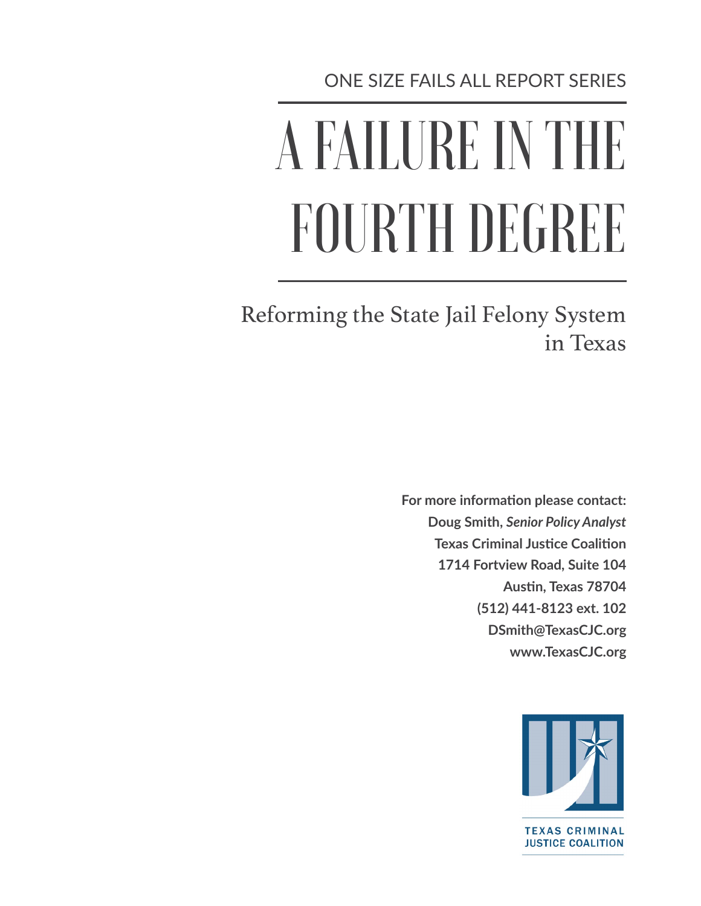ONE SIZE FAILS ALL REPORT SERIES

# A FAILURE IN THE FOURTH DEGREE

## Reforming the State Jail Felony System in Texas

**For more information please contact:**
**Doug Smith, *Senior Policy Analyst***
**Texas Criminal Justice Coalition**
**1714 Fortview Road, Suite 104**
**Austin, Texas 78704**
**(512) 441-8123 ext. 102**
**DSmith@TexasCJC.org**
**www.TexasCJC.org**

TEXAS CRIMINAL JUSTICE COALITION